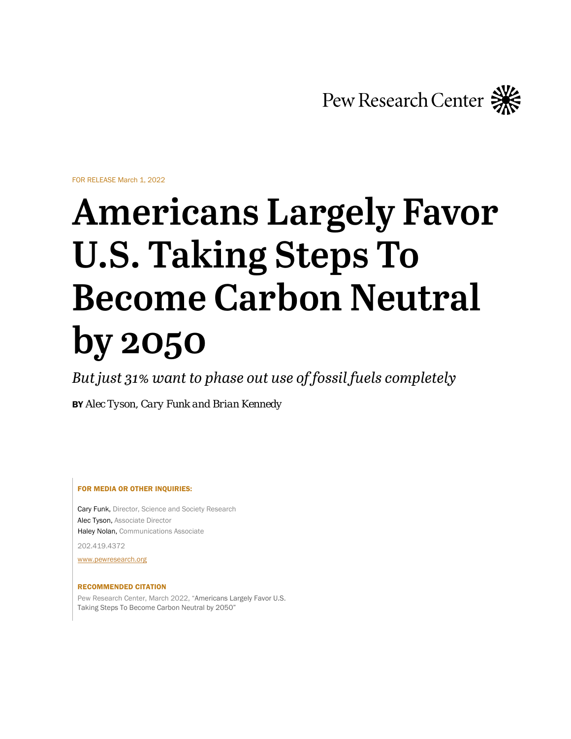Pew Research Center

FOR RELEASE March 1, 2022

# Americans Largely Favor U.S. Taking Steps To Become Carbon Neutral by 2050

*But just 31% want to phase out use of fossil fuels completely*

**BY** *Alec Tyson, Cary Funk and Brian Kennedy*

**FOR MEDIA OR OTHER INQUIRIES:**

Cary Funk, Director, Science and Society Research
Alec Tyson, Associate Director
Haley Nolan, Communications Associate

202.419.4372

www.pewresearch.org

**RECOMMENDED CITATION**

Pew Research Center, March 2022, "Americans Largely Favor U.S. Taking Steps To Become Carbon Neutral by 2050"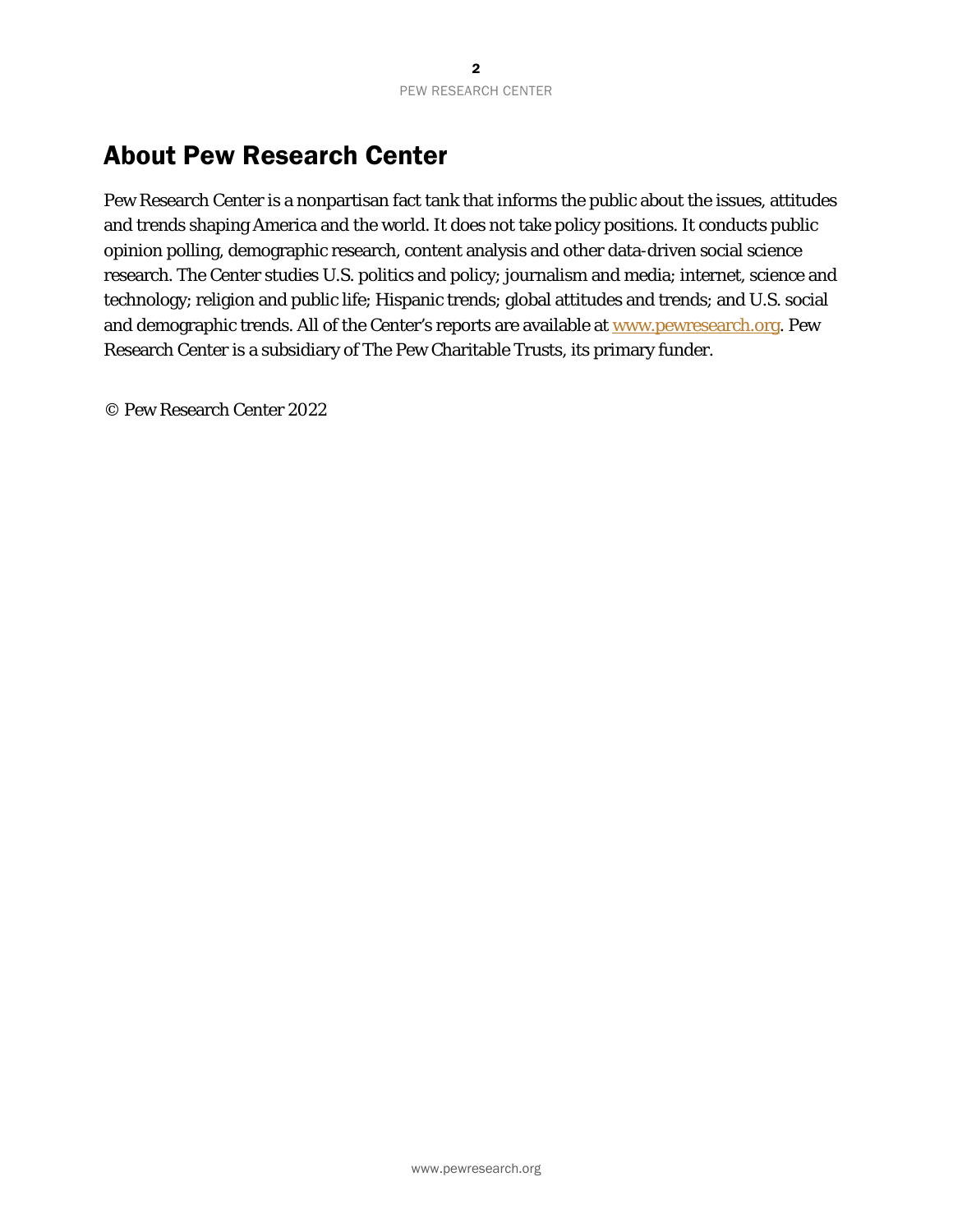# About Pew Research Center

Pew Research Center is a nonpartisan fact tank that informs the public about the issues, attitudes and trends shaping America and the world. It does not take policy positions. It conducts public opinion polling, demographic research, content analysis and other data-driven social science research. The Center studies U.S. politics and policy; journalism and media; internet, science and technology; religion and public life; Hispanic trends; global attitudes and trends; and U.S. social and demographic trends. All of the Center's reports are available at [www.pewresearch.org](http://www.pewresearch.org). Pew Research Center is a subsidiary of The Pew Charitable Trusts, its primary funder.

© Pew Research Center 2022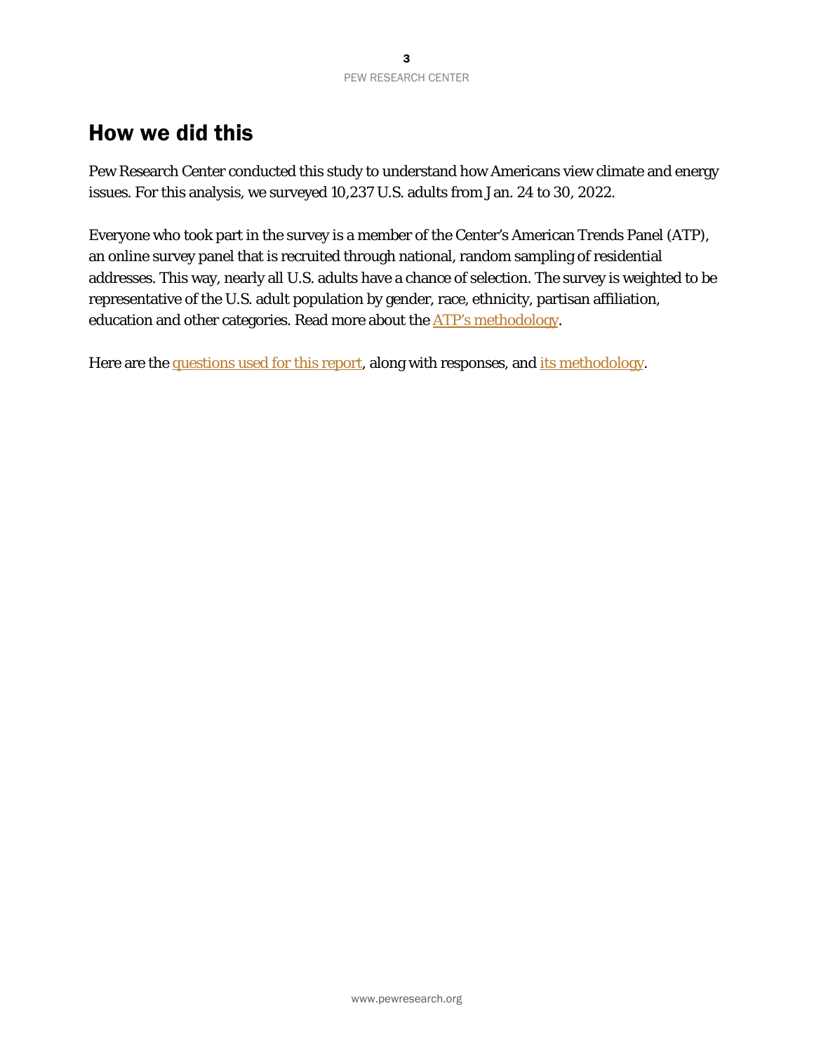## How we did this

Pew Research Center conducted this study to understand how Americans view climate and energy issues. For this analysis, we surveyed 10,237 U.S. adults from Jan. 24 to 30, 2022.

Everyone who took part in the survey is a member of the Center's American Trends Panel (ATP), an online survey panel that is recruited through national, random sampling of residential addresses. This way, nearly all U.S. adults have a chance of selection. The survey is weighted to be representative of the U.S. adult population by gender, race, ethnicity, partisan affiliation, education and other categories. Read more about the ATP's methodology.

Here are the questions used for this report, along with responses, and its methodology.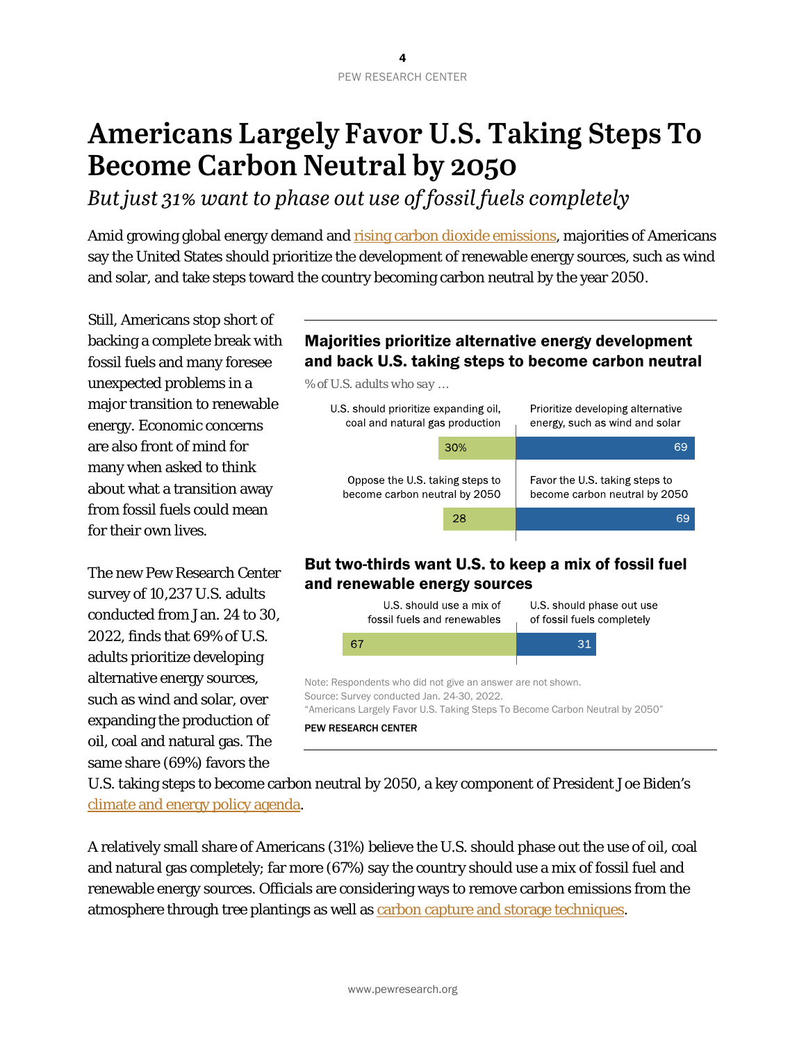# Americans Largely Favor U.S. Taking Steps To Become Carbon Neutral by 2050

*But just 31% want to phase out use of fossil fuels completely*

Amid growing global energy demand and rising carbon dioxide emissions, majorities of Americans say the United States should prioritize the development of renewable energy sources, such as wind and solar, and take steps toward the country becoming carbon neutral by the year 2050.

Still, Americans stop short of backing a complete break with fossil fuels and many foresee unexpected problems in a major transition to renewable energy. Economic concerns are also front of mind for many when asked to think about what a transition away from fossil fuels could mean for their own lives.

The new Pew Research Center survey of 10,237 U.S. adults conducted from Jan. 24 to 30, 2022, finds that 69% of U.S. adults prioritize developing alternative energy sources, such as wind and solar, over expanding the production of oil, coal and natural gas. The same share (69%) favors the U.S. taking steps to become carbon neutral by 2050, a key component of President Joe Biden's climate and energy policy agenda.

**Majorities prioritize alternative energy development and back U.S. taking steps to become carbon neutral**

*% of U.S. adults who say …*

| U.S. should prioritize expanding oil, coal and natural gas production | Prioritize developing alternative energy, such as wind and solar |
|---|---|
| 30% | 69 |

| Oppose the U.S. taking steps to become carbon neutral by 2050 | Favor the U.S. taking steps to become carbon neutral by 2050 |
|---|---|
| 28 | 69 |

**But two-thirds want U.S. to keep a mix of fossil fuel and renewable energy sources**

| U.S. should use a mix of fossil fuels and renewables | U.S. should phase out use of fossil fuels completely |
|---|---|
| 67 | 31 |

Note: Respondents who did not give an answer are not shown.
Source: Survey conducted Jan. 24-30, 2022.
"Americans Largely Favor U.S. Taking Steps To Become Carbon Neutral by 2050"

PEW RESEARCH CENTER

A relatively small share of Americans (31%) believe the U.S. should phase out the use of oil, coal and natural gas completely; far more (67%) say the country should use a mix of fossil fuel and renewable energy sources. Officials are considering ways to remove carbon emissions from the atmosphere through tree plantings as well as carbon capture and storage techniques.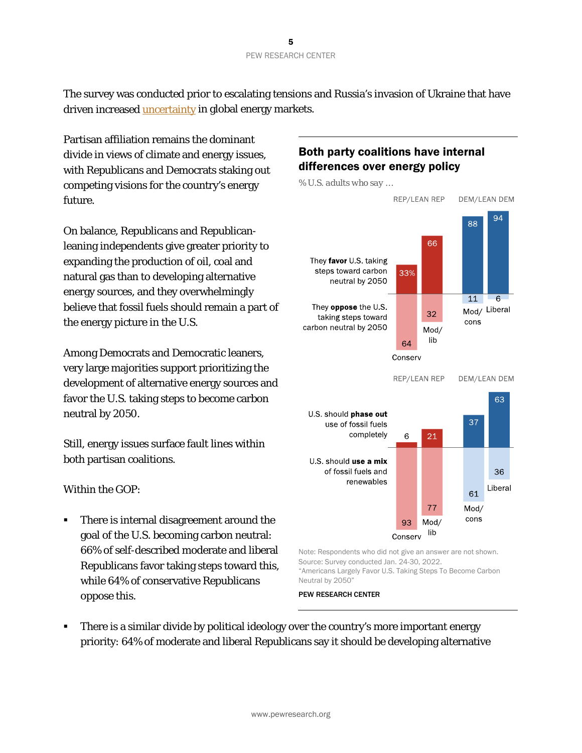The survey was conducted prior to escalating tensions and Russia's invasion of Ukraine that have driven increased uncertainty in global energy markets.

Partisan affiliation remains the dominant divide in views of climate and energy issues, with Republicans and Democrats staking out competing visions for the country's energy future.

On balance, Republicans and Republican-leaning independents give greater priority to expanding the production of oil, coal and natural gas than to developing alternative energy sources, and they overwhelmingly believe that fossil fuels should remain a part of the energy picture in the U.S.

Among Democrats and Democratic leaners, very large majorities support prioritizing the development of alternative energy sources and favor the U.S. taking steps to become carbon neutral by 2050.

Still, energy issues surface fault lines within both partisan coalitions.

Within the GOP:

- There is internal disagreement around the goal of the U.S. becoming carbon neutral: 66% of self-described moderate and liberal Republicans favor taking steps toward this, while 64% of conservative Republicans oppose this.
- There is a similar divide by political ideology over the country's more important energy priority: 64% of moderate and liberal Republicans say it should be developing alternative

**Both party coalitions have internal differences over energy policy**

% U.S. adults who say ...

| | REP/LEAN REP Conserv | REP/LEAN REP Mod/lib | DEM/LEAN DEM Mod/cons | DEM/LEAN DEM Liberal |
|---|---|---|---|---|
| They **favor** U.S. taking steps toward carbon neutral by 2050 | 33% | 66 | 88 | 94 |
| They **oppose** the U.S. taking steps toward carbon neutral by 2050 | 64 | 32 | 11 | 6 |

| | REP/LEAN REP Conserv | REP/LEAN REP Mod/lib | DEM/LEAN DEM Mod/cons | DEM/LEAN DEM Liberal |
|---|---|---|---|---|
| U.S. should **phase out** use of fossil fuels completely | 6 | 21 | 37 | 63 |
| U.S. should **use a mix** of fossil fuels and renewables | 93 | 77 | 61 | 36 |

Note: Respondents who did not give an answer are not shown.
Source: Survey conducted Jan. 24-30, 2022.
"Americans Largely Favor U.S. Taking Steps To Become Carbon Neutral by 2050"

PEW RESEARCH CENTER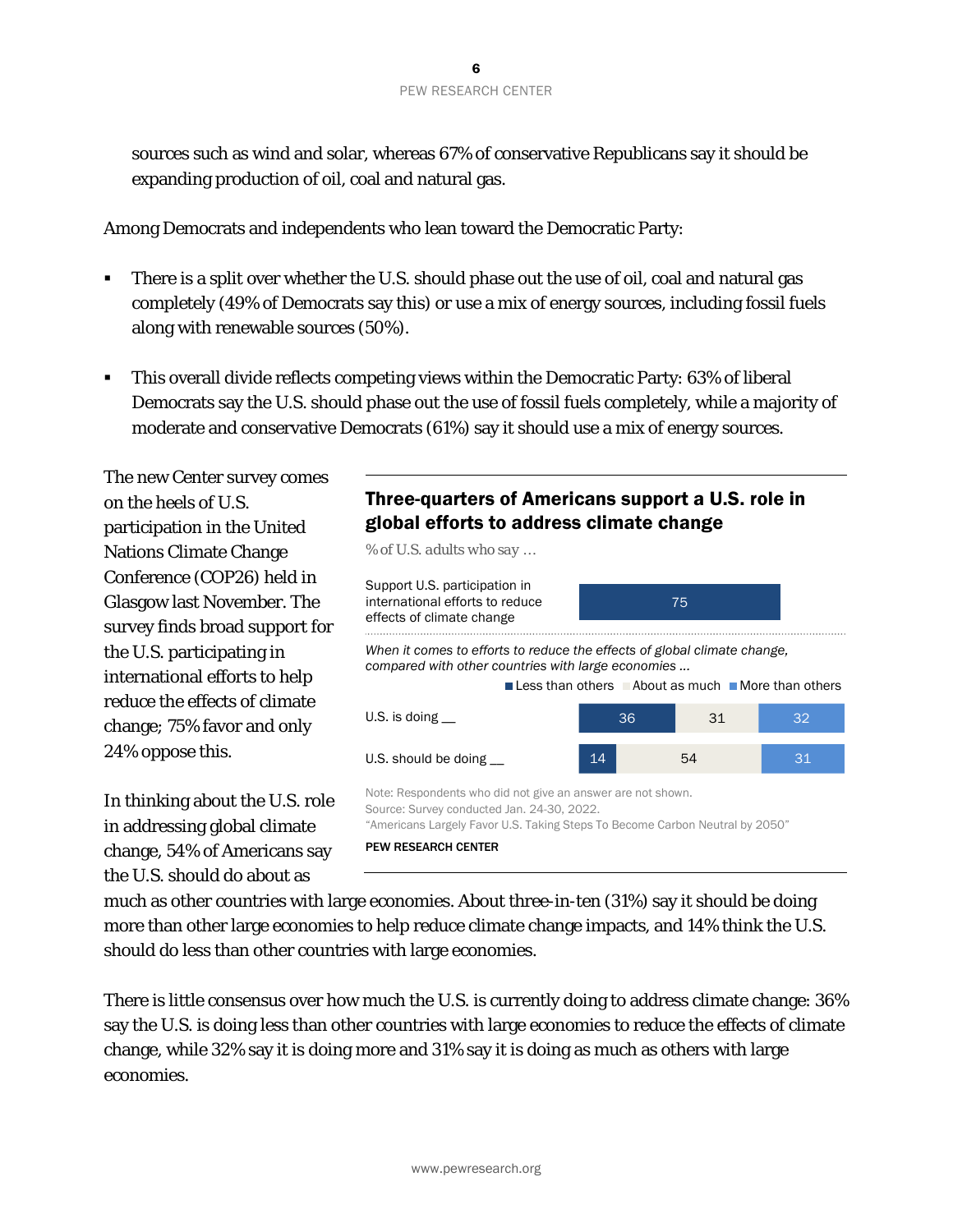sources such as wind and solar, whereas 67% of conservative Republicans say it should be expanding production of oil, coal and natural gas.

Among Democrats and independents who lean toward the Democratic Party:

- There is a split over whether the U.S. should phase out the use of oil, coal and natural gas completely (49% of Democrats say this) or use a mix of energy sources, including fossil fuels along with renewable sources (50%).
- This overall divide reflects competing views within the Democratic Party: 63% of liberal Democrats say the U.S. should phase out the use of fossil fuels completely, while a majority of moderate and conservative Democrats (61%) say it should use a mix of energy sources.

The new Center survey comes on the heels of U.S. participation in the United Nations Climate Change Conference (COP26) held in Glasgow last November. The survey finds broad support for the U.S. participating in international efforts to help reduce the effects of climate change; 75% favor and only 24% oppose this.

**Three-quarters of Americans support a U.S. role in global efforts to address climate change**

*% of U.S. adults who say …*

| | |
|---|---|
| Support U.S. participation in international efforts to reduce effects of climate change | 75 |

*When it comes to efforts to reduce the effects of global climate change, compared with other countries with large economies …*

| | Less than others | About as much | More than others |
|---|---|---|---|
| U.S. is doing __ | 36 | 31 | 32 |
| U.S. should be doing __ | 14 | 54 | 31 |

Note: Respondents who did not give an answer are not shown.
Source: Survey conducted Jan. 24-30, 2022.
"Americans Largely Favor U.S. Taking Steps To Become Carbon Neutral by 2050"

PEW RESEARCH CENTER

In thinking about the U.S. role in addressing global climate change, 54% of Americans say the U.S. should do about as much as other countries with large economies. About three-in-ten (31%) say it should be doing more than other large economies to help reduce climate change impacts, and 14% think the U.S. should do less than other countries with large economies.

There is little consensus over how much the U.S. is currently doing to address climate change: 36% say the U.S. is doing less than other countries with large economies to reduce the effects of climate change, while 32% say it is doing more and 31% say it is doing as much as others with large economies.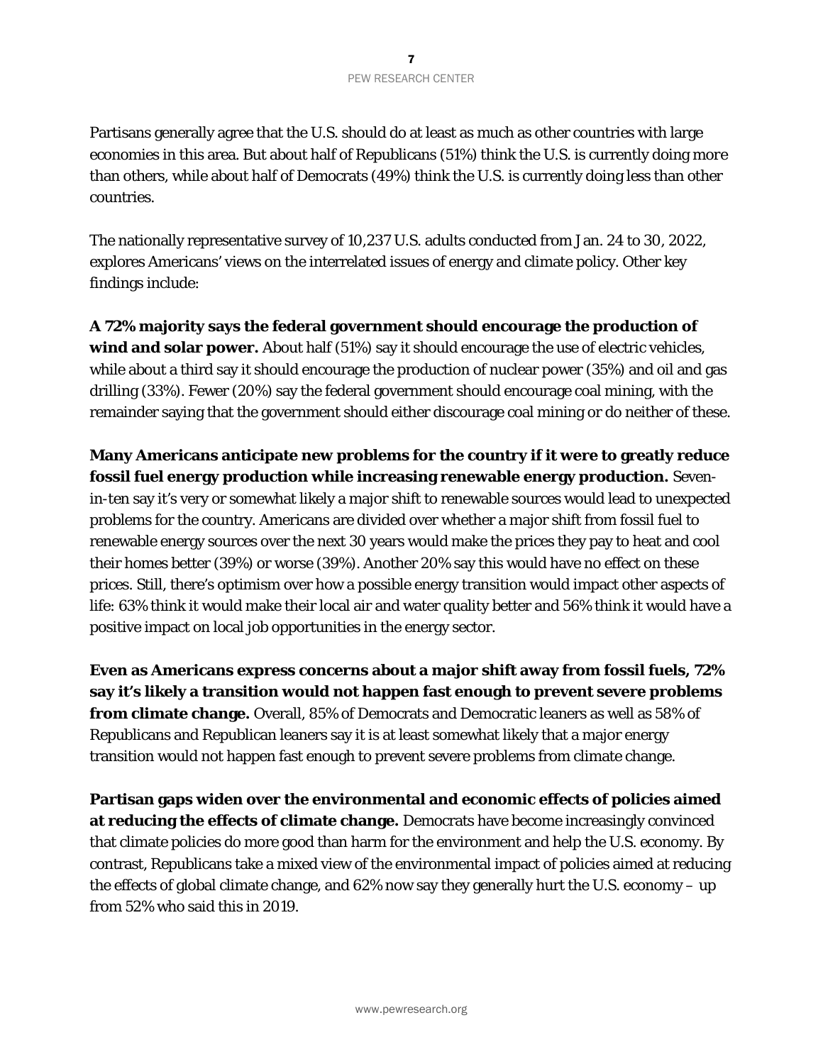Partisans generally agree that the U.S. should do at least as much as other countries with large economies in this area. But about half of Republicans (51%) think the U.S. is currently doing more than others, while about half of Democrats (49%) think the U.S. is currently doing less than other countries.

The nationally representative survey of 10,237 U.S. adults conducted from Jan. 24 to 30, 2022, explores Americans' views on the interrelated issues of energy and climate policy. Other key findings include:

**A 72% majority says the federal government should encourage the production of wind and solar power.** About half (51%) say it should encourage the use of electric vehicles, while about a third say it should encourage the production of nuclear power (35%) and oil and gas drilling (33%). Fewer (20%) say the federal government should encourage coal mining, with the remainder saying that the government should either discourage coal mining or do neither of these.

**Many Americans anticipate new problems for the country if it were to greatly reduce fossil fuel energy production while increasing renewable energy production.** Seven-in-ten say it's very or somewhat likely a major shift to renewable sources would lead to unexpected problems for the country. Americans are divided over whether a major shift from fossil fuel to renewable energy sources over the next 30 years would make the prices they pay to heat and cool their homes better (39%) or worse (39%). Another 20% say this would have no effect on these prices. Still, there's optimism over how a possible energy transition would impact other aspects of life: 63% think it would make their local air and water quality better and 56% think it would have a positive impact on local job opportunities in the energy sector.

**Even as Americans express concerns about a major shift away from fossil fuels, 72% say it's likely a transition would not happen fast enough to prevent severe problems from climate change.** Overall, 85% of Democrats and Democratic leaners as well as 58% of Republicans and Republican leaners say it is at least somewhat likely that a major energy transition would not happen fast enough to prevent severe problems from climate change.

**Partisan gaps widen over the environmental and economic effects of policies aimed at reducing the effects of climate change.** Democrats have become increasingly convinced that climate policies do more good than harm for the environment and help the U.S. economy. By contrast, Republicans take a mixed view of the environmental impact of policies aimed at reducing the effects of global climate change, and 62% now say they generally hurt the U.S. economy – up from 52% who said this in 2019.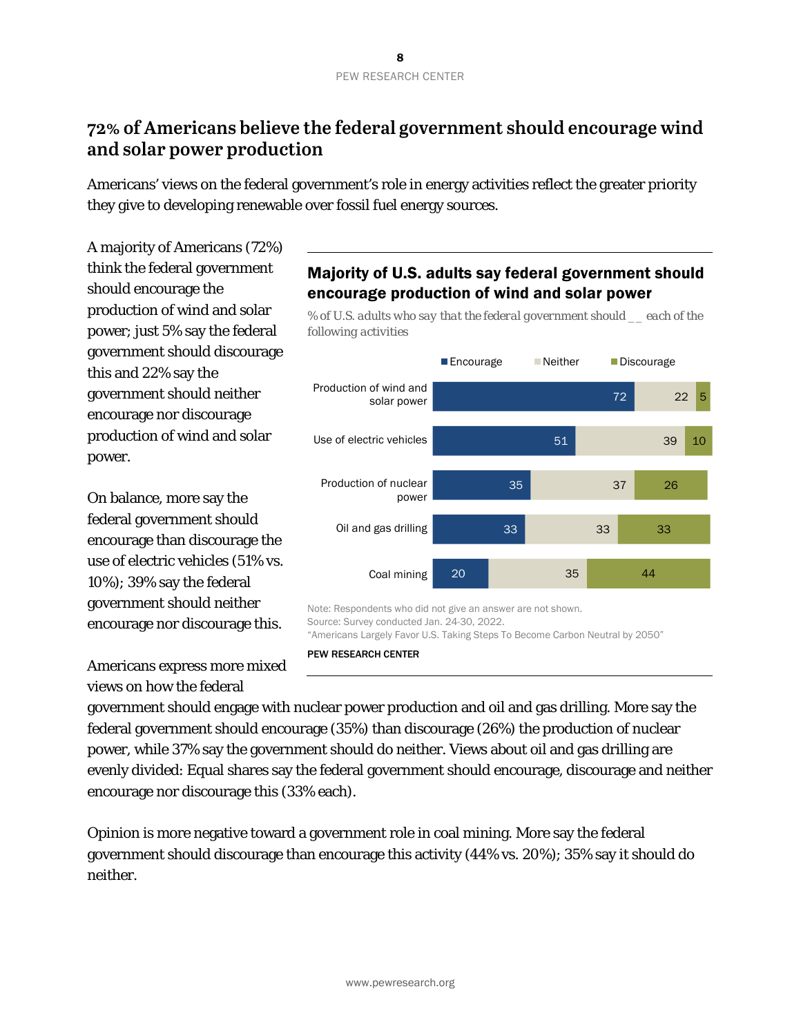## 72% of Americans believe the federal government should encourage wind and solar power production

Americans' views on the federal government's role in energy activities reflect the greater priority they give to developing renewable over fossil fuel energy sources.

A majority of Americans (72%) think the federal government should encourage the production of wind and solar power; just 5% say the federal government should discourage this and 22% say the government should neither encourage nor discourage production of wind and solar power.

On balance, more say the federal government should encourage than discourage the use of electric vehicles (51% vs. 10%); 39% say the federal government should neither encourage nor discourage this.

Americans express more mixed views on how the federal government should engage with nuclear power production and oil and gas drilling. More say the federal government should encourage (35%) than discourage (26%) the production of nuclear power, while 37% say the government should do neither. Views about oil and gas drilling are evenly divided: Equal shares say the federal government should encourage, discourage and neither encourage nor discourage this (33% each).

Opinion is more negative toward a government role in coal mining. More say the federal government should discourage than encourage this activity (44% vs. 20%); 35% say it should do neither.

**Majority of U.S. adults say federal government should encourage production of wind and solar power**

*% of U.S. adults who say that the federal government should __ each of the following activities*

| | Encourage | Neither | Discourage |
|---|---|---|---|
| Production of wind and solar power | 72 | 22 | 5 |
| Use of electric vehicles | 51 | 39 | 10 |
| Production of nuclear power | 35 | 37 | 26 |
| Oil and gas drilling | 33 | 33 | 33 |
| Coal mining | 20 | 35 | 44 |

Note: Respondents who did not give an answer are not shown.
Source: Survey conducted Jan. 24-30, 2022.
"Americans Largely Favor U.S. Taking Steps To Become Carbon Neutral by 2050"

PEW RESEARCH CENTER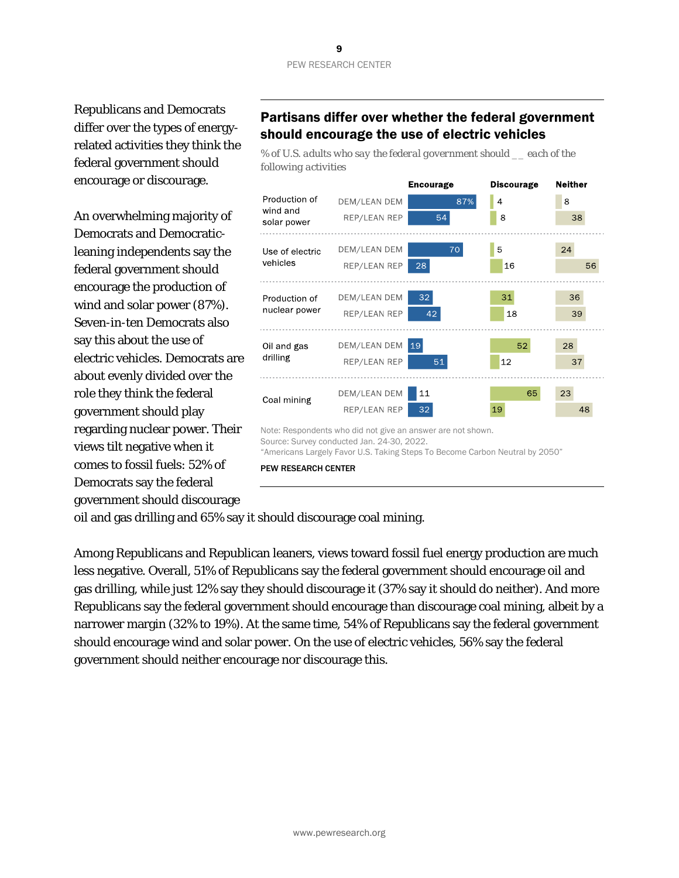Republicans and Democrats differ over the types of energy-related activities they think the federal government should encourage or discourage.

An overwhelming majority of Democrats and Democratic-leaning independents say the federal government should encourage the production of wind and solar power (87%). Seven-in-ten Democrats also say this about the use of electric vehicles. Democrats are about evenly divided over the role they think the federal government should play regarding nuclear power. Their views tilt negative when it comes to fossil fuels: 52% of Democrats say the federal government should discourage oil and gas drilling and 65% say it should discourage coal mining.

### Partisans differ over whether the federal government should encourage the use of electric vehicles

*% of U.S. adults who say the federal government should __ each of the following activities*

| Activity | | Encourage | Discourage | Neither |
|---|---|---|---|---|
| Production of wind and solar power | DEM/LEAN DEM | 87% | 4 | 8 |
| | REP/LEAN REP | 54 | 8 | 38 |
| Use of electric vehicles | DEM/LEAN DEM | 70 | 5 | 24 |
| | REP/LEAN REP | 28 | 16 | 56 |
| Production of nuclear power | DEM/LEAN DEM | 32 | 31 | 36 |
| | REP/LEAN REP | 42 | 18 | 39 |
| Oil and gas drilling | DEM/LEAN DEM | 19 | 52 | 28 |
| | REP/LEAN REP | 51 | 12 | 37 |
| Coal mining | DEM/LEAN DEM | 11 | 65 | 23 |
| | REP/LEAN REP | 32 | 19 | 48 |

Note: Respondents who did not give an answer are not shown.
Source: Survey conducted Jan. 24-30, 2022.
"Americans Largely Favor U.S. Taking Steps To Become Carbon Neutral by 2050"

PEW RESEARCH CENTER

Among Republicans and Republican leaners, views toward fossil fuel energy production are much less negative. Overall, 51% of Republicans say the federal government should encourage oil and gas drilling, while just 12% say they should discourage it (37% say it should do neither). And more Republicans say the federal government should encourage than discourage coal mining, albeit by a narrower margin (32% to 19%). At the same time, 54% of Republicans say the federal government should encourage wind and solar power. On the use of electric vehicles, 56% say the federal government should neither encourage nor discourage this.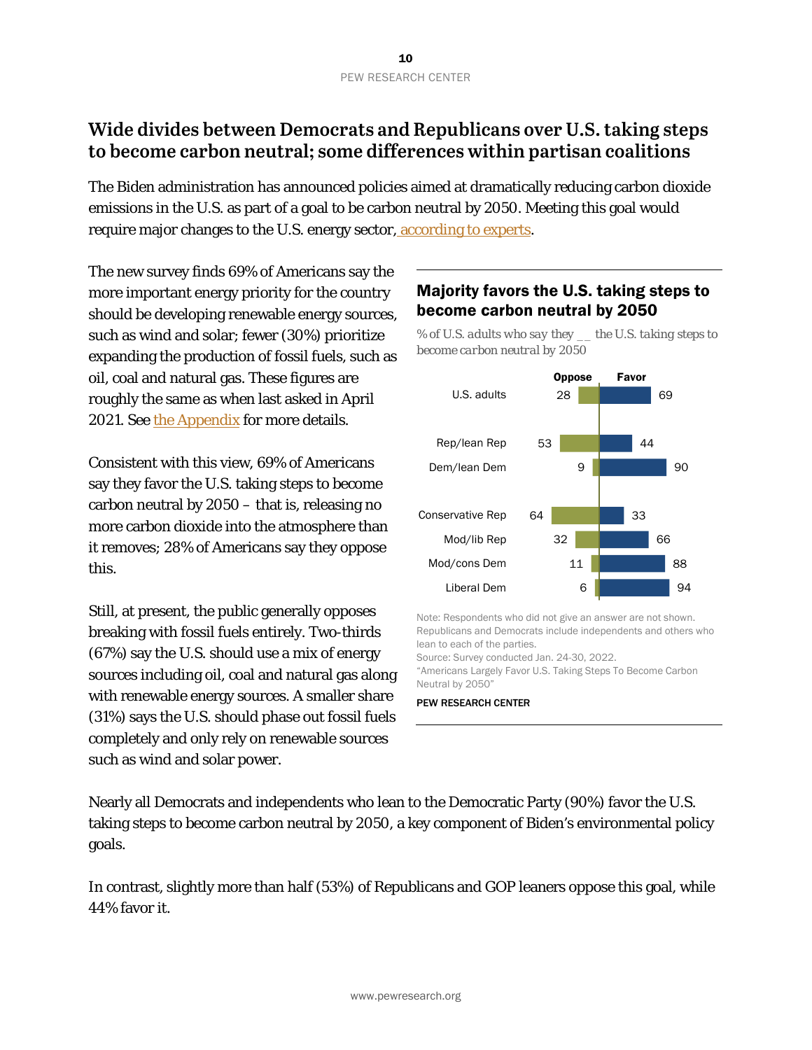## Wide divides between Democrats and Republicans over U.S. taking steps to become carbon neutral; some differences within partisan coalitions

The Biden administration has announced policies aimed at dramatically reducing carbon dioxide emissions in the U.S. as part of a goal to be carbon neutral by 2050. Meeting this goal would require major changes to the U.S. energy sector, according to experts.

The new survey finds 69% of Americans say the more important energy priority for the country should be developing renewable energy sources, such as wind and solar; fewer (30%) prioritize expanding the production of fossil fuels, such as oil, coal and natural gas. These figures are roughly the same as when last asked in April 2021. See the Appendix for more details.

Consistent with this view, 69% of Americans say they favor the U.S. taking steps to become carbon neutral by 2050 – that is, releasing no more carbon dioxide into the atmosphere than it removes; 28% of Americans say they oppose this.

Still, at present, the public generally opposes breaking with fossil fuels entirely. Two-thirds (67%) say the U.S. should use a mix of energy sources including oil, coal and natural gas along with renewable energy sources. A smaller share (31%) says the U.S. should phase out fossil fuels completely and only rely on renewable sources such as wind and solar power.

### Majority favors the U.S. taking steps to become carbon neutral by 2050

*% of U.S. adults who say they __ the U.S. taking steps to become carbon neutral by 2050*

| | Oppose | Favor |
|---|---|---|
| U.S. adults | 28 | 69 |
| Rep/lean Rep | 53 | 44 |
| Dem/lean Dem | 9 | 90 |
| Conservative Rep | 64 | 33 |
| Mod/lib Rep | 32 | 66 |
| Mod/cons Dem | 11 | 88 |
| Liberal Dem | 6 | 94 |

Note: Respondents who did not give an answer are not shown. Republicans and Democrats include independents and others who lean to each of the parties.
Source: Survey conducted Jan. 24-30, 2022.
"Americans Largely Favor U.S. Taking Steps To Become Carbon Neutral by 2050"

PEW RESEARCH CENTER

Nearly all Democrats and independents who lean to the Democratic Party (90%) favor the U.S. taking steps to become carbon neutral by 2050, a key component of Biden's environmental policy goals.

In contrast, slightly more than half (53%) of Republicans and GOP leaners oppose this goal, while 44% favor it.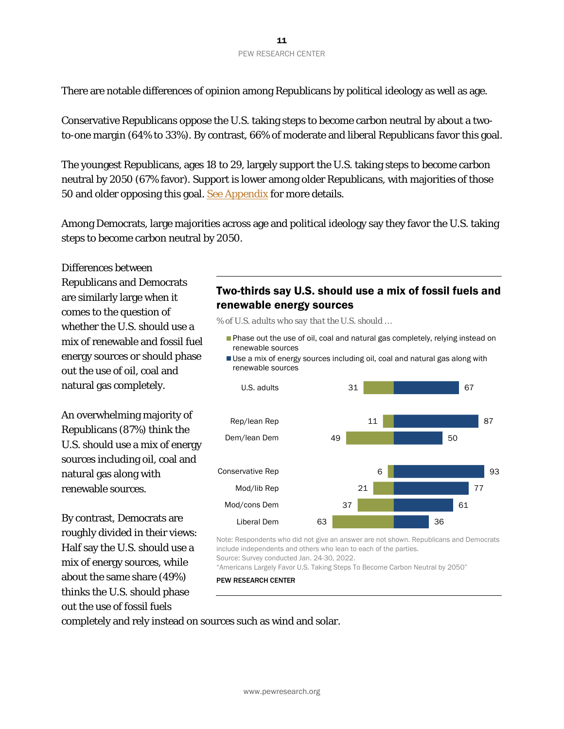There are notable differences of opinion among Republicans by political ideology as well as age.

Conservative Republicans oppose the U.S. taking steps to become carbon neutral by about a two-to-one margin (64% to 33%). By contrast, 66% of moderate and liberal Republicans favor this goal.

The youngest Republicans, ages 18 to 29, largely support the U.S. taking steps to become carbon neutral by 2050 (67% favor). Support is lower among older Republicans, with majorities of those 50 and older opposing this goal. See Appendix for more details.

Among Democrats, large majorities across age and political ideology say they favor the U.S. taking steps to become carbon neutral by 2050.

Differences between Republicans and Democrats are similarly large when it comes to the question of whether the U.S. should use a mix of renewable and fossil fuel energy sources or should phase out the use of oil, coal and natural gas completely.

An overwhelming majority of Republicans (87%) think the U.S. should use a mix of energy sources including oil, coal and natural gas along with renewable sources.

By contrast, Democrats are roughly divided in their views: Half say the U.S. should use a mix of energy sources, while about the same share (49%) thinks the U.S. should phase out the use of fossil fuels completely and rely instead on sources such as wind and solar.

### Two-thirds say U.S. should use a mix of fossil fuels and renewable energy sources

*% of U.S. adults who say that the U.S. should ...*

| | Phase out the use of oil, coal and natural gas completely, relying instead on renewable sources | Use a mix of energy sources including oil, coal and natural gas along with renewable sources |
|---|---|---|
| U.S. adults | 31 | 67 |
| Rep/lean Rep | 11 | 87 |
| Dem/lean Dem | 49 | 50 |
| Conservative Rep | 6 | 93 |
| Mod/lib Rep | 21 | 77 |
| Mod/cons Dem | 37 | 61 |
| Liberal Dem | 63 | 36 |

Note: Respondents who did not give an answer are not shown. Republicans and Democrats include independents and others who lean to each of the parties.
Source: Survey conducted Jan. 24-30, 2022.
"Americans Largely Favor U.S. Taking Steps To Become Carbon Neutral by 2050"

PEW RESEARCH CENTER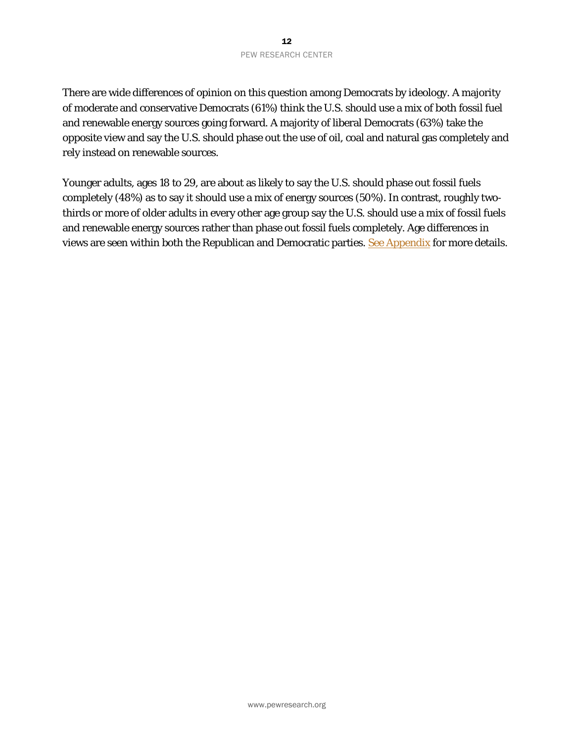There are wide differences of opinion on this question among Democrats by ideology. A majority of moderate and conservative Democrats (61%) think the U.S. should use a mix of both fossil fuel and renewable energy sources going forward. A majority of liberal Democrats (63%) take the opposite view and say the U.S. should phase out the use of oil, coal and natural gas completely and rely instead on renewable sources.

Younger adults, ages 18 to 29, are about as likely to say the U.S. should phase out fossil fuels completely (48%) as to say it should use a mix of energy sources (50%). In contrast, roughly two-thirds or more of older adults in every other age group say the U.S. should use a mix of fossil fuels and renewable energy sources rather than phase out fossil fuels completely. Age differences in views are seen within both the Republican and Democratic parties. See Appendix for more details.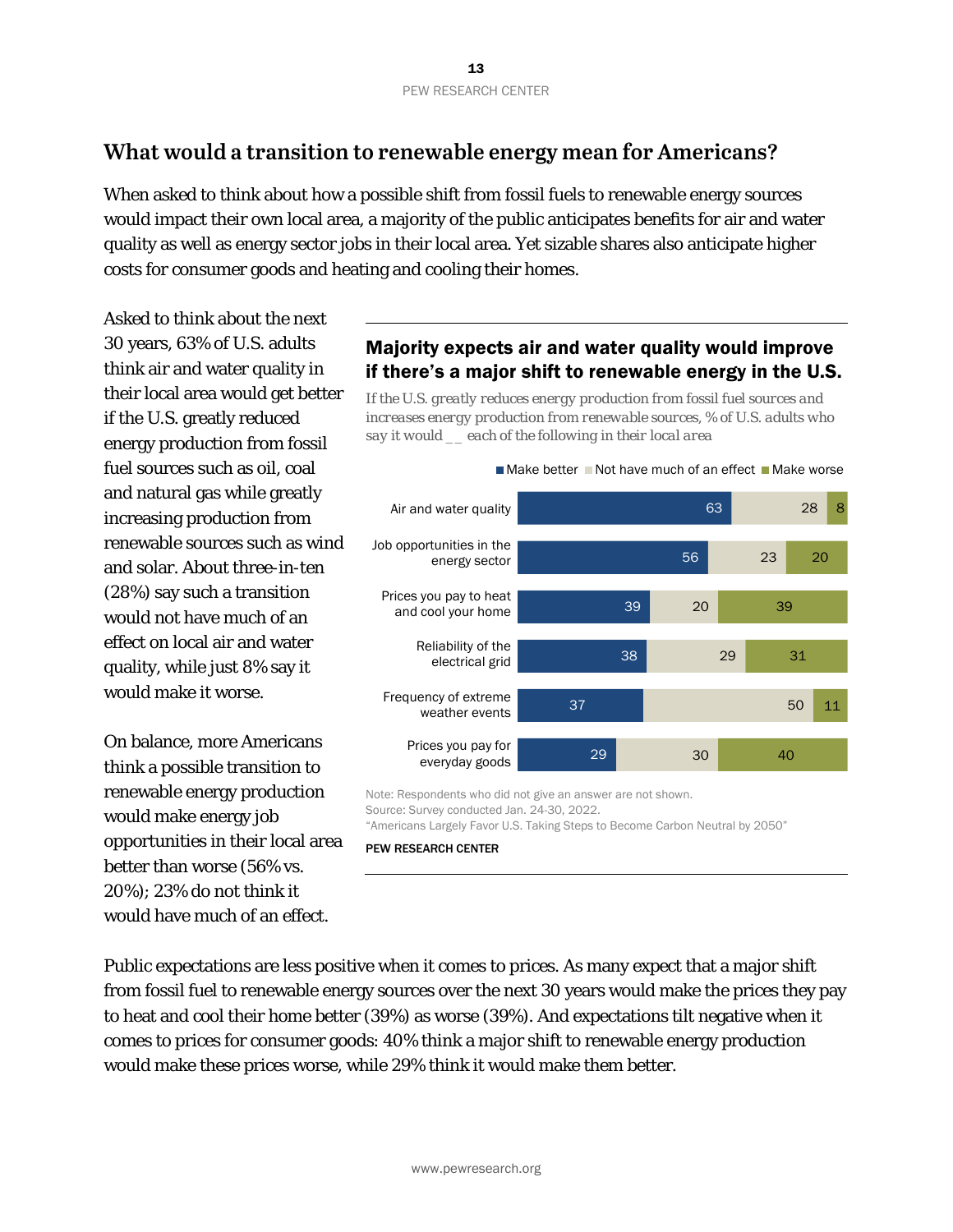## What would a transition to renewable energy mean for Americans?

When asked to think about how a possible shift from fossil fuels to renewable energy sources would impact their own local area, a majority of the public anticipates benefits for air and water quality as well as energy sector jobs in their local area. Yet sizable shares also anticipate higher costs for consumer goods and heating and cooling their homes.

Asked to think about the next 30 years, 63% of U.S. adults think air and water quality in their local area would get better if the U.S. greatly reduced energy production from fossil fuel sources such as oil, coal and natural gas while greatly increasing production from renewable sources such as wind and solar. About three-in-ten (28%) say such a transition would not have much of an effect on local air and water quality, while just 8% say it would make it worse.

On balance, more Americans think a possible transition to renewable energy production would make energy job opportunities in their local area better than worse (56% vs. 20%); 23% do not think it would have much of an effect.

**Majority expects air and water quality would improve if there's a major shift to renewable energy in the U.S.**

*If the U.S. greatly reduces energy production from fossil fuel sources and increases energy production from renewable sources, % of U.S. adults who say it would __ each of the following in their local area*

| | Make better | Not have much of an effect | Make worse |
|---|---|---|---|
| Air and water quality | 63 | 28 | 8 |
| Job opportunities in the energy sector | 56 | 23 | 20 |
| Prices you pay to heat and cool your home | 39 | 20 | 39 |
| Reliability of the electrical grid | 38 | 29 | 31 |
| Frequency of extreme weather events | 37 | 50 | 11 |
| Prices you pay for everyday goods | 29 | 30 | 40 |

Note: Respondents who did not give an answer are not shown.
Source: Survey conducted Jan. 24-30, 2022.
"Americans Largely Favor U.S. Taking Steps to Become Carbon Neutral by 2050"

PEW RESEARCH CENTER

Public expectations are less positive when it comes to prices. As many expect that a major shift from fossil fuel to renewable energy sources over the next 30 years would make the prices they pay to heat and cool their home better (39%) as worse (39%). And expectations tilt negative when it comes to prices for consumer goods: 40% think a major shift to renewable energy production would make these prices worse, while 29% think it would make them better.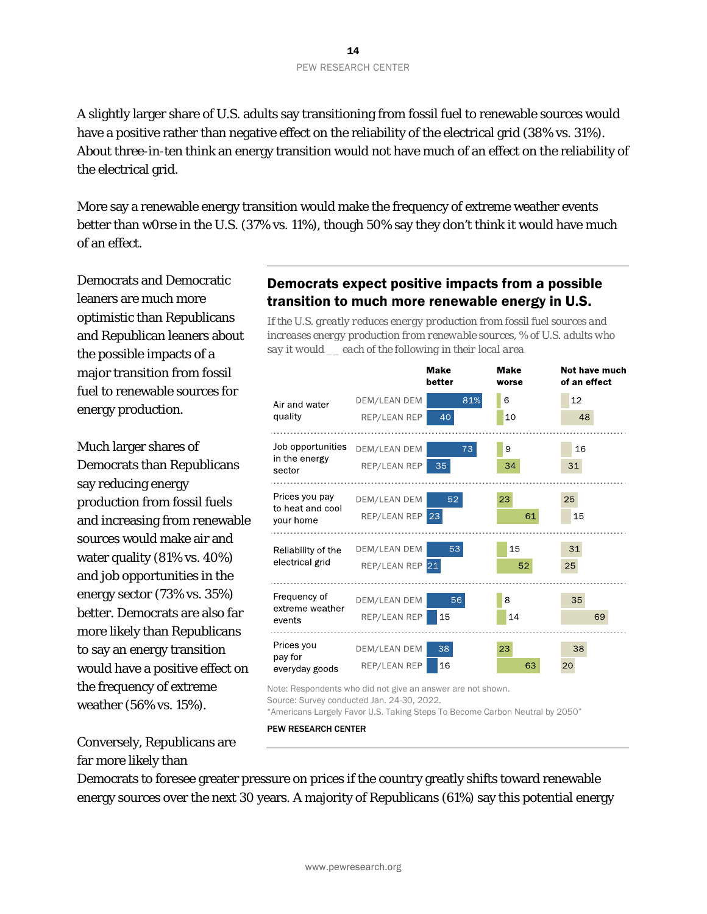A slightly larger share of U.S. adults say transitioning from fossil fuel to renewable sources would have a positive rather than negative effect on the reliability of the electrical grid (38% vs. 31%). About three-in-ten think an energy transition would not have much of an effect on the reliability of the electrical grid.

More say a renewable energy transition would make the frequency of extreme weather events better than w0rse in the U.S. (37% vs. 11%), though 50% say they don't think it would have much of an effect.

Democrats and Democratic leaners are much more optimistic than Republicans and Republican leaners about the possible impacts of a major transition from fossil fuel to renewable sources for energy production.

Much larger shares of Democrats than Republicans say reducing energy production from fossil fuels and increasing from renewable sources would make air and water quality (81% vs. 40%) and job opportunities in the energy sector (73% vs. 35%) better. Democrats are also far more likely than Republicans to say an energy transition would have a positive effect on the frequency of extreme weather (56% vs. 15%).

## Democrats expect positive impacts from a possible transition to much more renewable energy in U.S.

*If the U.S. greatly reduces energy production from fossil fuel sources and increases energy production from renewable sources, % of U.S. adults who say it would \_\_ each of the following in their local area*

| | | Make better | Make worse | Not have much of an effect |
|---|---|---|---|---|
| Air and water quality | DEM/LEAN DEM | 81% | 6 | 12 |
| | REP/LEAN REP | 40 | 10 | 48 |
| Job opportunities in the energy sector | DEM/LEAN DEM | 73 | 9 | 16 |
| | REP/LEAN REP | 35 | 34 | 31 |
| Prices you pay to heat and cool your home | DEM/LEAN DEM | 52 | 23 | 25 |
| | REP/LEAN REP | 23 | 61 | 15 |
| Reliability of the electrical grid | DEM/LEAN DEM | 53 | 15 | 31 |
| | REP/LEAN REP | 21 | 52 | 25 |
| Frequency of extreme weather events | DEM/LEAN DEM | 56 | 8 | 35 |
| | REP/LEAN REP | 15 | 14 | 69 |
| Prices you pay for everyday goods | DEM/LEAN DEM | 38 | 23 | 38 |
| | REP/LEAN REP | 16 | 63 | 20 |

Note: Respondents who did not give an answer are not shown.
Source: Survey conducted Jan. 24-30, 2022.
"Americans Largely Favor U.S. Taking Steps To Become Carbon Neutral by 2050"

PEW RESEARCH CENTER

Conversely, Republicans are far more likely than Democrats to foresee greater pressure on prices if the country greatly shifts toward renewable energy sources over the next 30 years. A majority of Republicans (61%) say this potential energy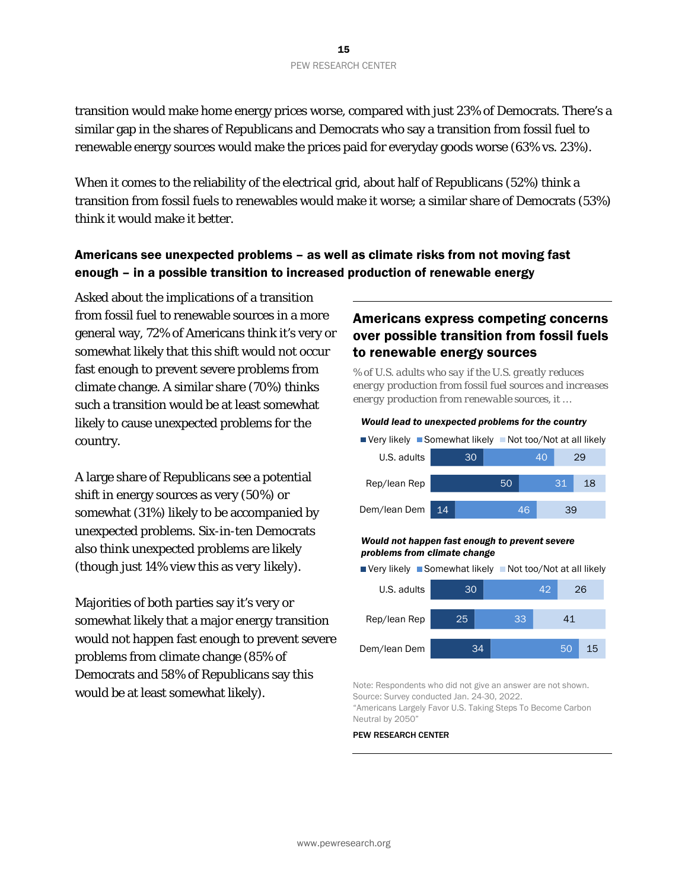transition would make home energy prices worse, compared with just 23% of Democrats. There's a similar gap in the shares of Republicans and Democrats who say a transition from fossil fuel to renewable energy sources would make the prices paid for everyday goods worse (63% vs. 23%).

When it comes to the reliability of the electrical grid, about half of Republicans (52%) think a transition from fossil fuels to renewables would make it worse; a similar share of Democrats (53%) think it would make it better.

### Americans see unexpected problems – as well as climate risks from not moving fast enough – in a possible transition to increased production of renewable energy

Asked about the implications of a transition from fossil fuel to renewable sources in a more general way, 72% of Americans think it's very or somewhat likely that this shift would not occur fast enough to prevent severe problems from climate change. A similar share (70%) thinks such a transition would be at least somewhat likely to cause unexpected problems for the country.

A large share of Republicans see a potential shift in energy sources as very (50%) or somewhat (31%) likely to be accompanied by unexpected problems. Six-in-ten Democrats also think unexpected problems are likely (though just 14% view this as very likely).

Majorities of both parties say it's very or somewhat likely that a major energy transition would not happen fast enough to prevent severe problems from climate change (85% of Democrats and 58% of Republicans say this would be at least somewhat likely).

#### Americans express competing concerns over possible transition from fossil fuels to renewable energy sources

*% of U.S. adults who say if the U.S. greatly reduces energy production from fossil fuel sources and increases energy production from renewable sources, it …*

***Would lead to unexpected problems for the country***

| | Very likely | Somewhat likely | Not too/Not at all likely |
|---|---|---|---|
| U.S. adults | 30 | 40 | 29 |
| Rep/lean Rep | 50 | 31 | 18 |
| Dem/lean Dem | 14 | 46 | 39 |

***Would not happen fast enough to prevent severe problems from climate change***

| | Very likely | Somewhat likely | Not too/Not at all likely |
|---|---|---|---|
| U.S. adults | 30 | 42 | 26 |
| Rep/lean Rep | 25 | 33 | 41 |
| Dem/lean Dem | 34 | 50 | 15 |

Note: Respondents who did not give an answer are not shown.
Source: Survey conducted Jan. 24-30, 2022.
"Americans Largely Favor U.S. Taking Steps To Become Carbon Neutral by 2050"

PEW RESEARCH CENTER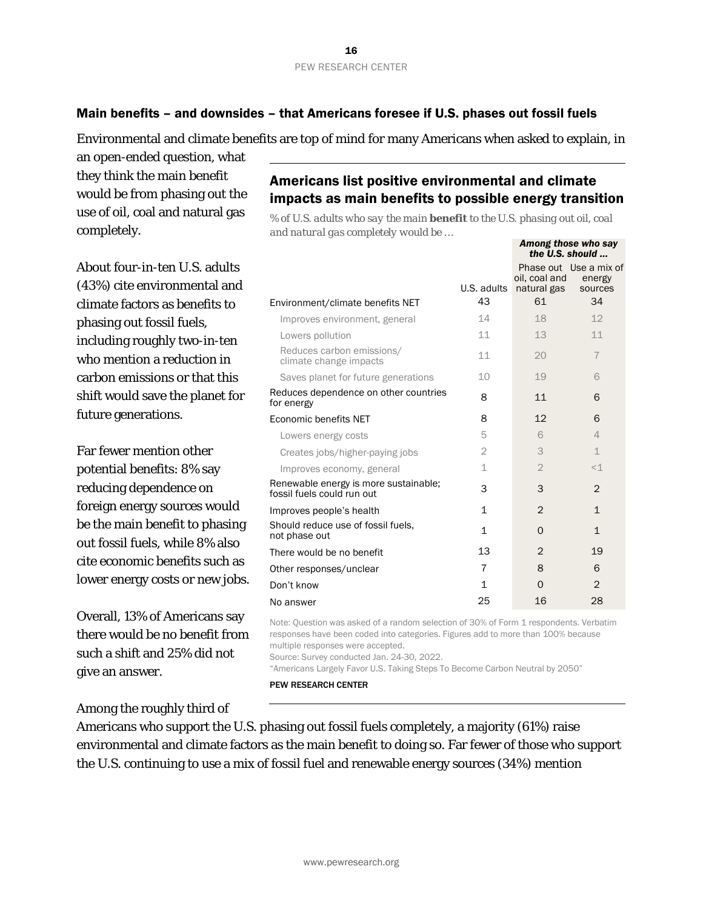## Main benefits – and downsides – that Americans foresee if U.S. phases out fossil fuels

Environmental and climate benefits are top of mind for many Americans when asked to explain, in an open-ended question, what they think the main benefit would be from phasing out the use of oil, coal and natural gas completely.

About four-in-ten U.S. adults (43%) cite environmental and climate factors as benefits to phasing out fossil fuels, including roughly two-in-ten who mention a reduction in carbon emissions or that this shift would save the planet for future generations.

Far fewer mention other potential benefits: 8% say reducing dependence on foreign energy sources would be the main benefit to phasing out fossil fuels, while 8% also cite economic benefits such as lower energy costs or new jobs.

Overall, 13% of Americans say there would be no benefit from such a shift and 25% did not give an answer.

### Americans list positive environmental and climate impacts as main benefits to possible energy transition

*% of U.S. adults who say the main* ***benefit*** *to the U.S. phasing out oil, coal and natural gas completely would be …*

| | | ***Among those who say the U.S. should …*** | |
|---|---|---|---|
| | U.S. adults | Phase out oil, coal and natural gas | Use a mix of energy sources |
| Environment/climate benefits NET | 43 | 61 | 34 |
| Improves environment, general | 14 | 18 | 12 |
| Lowers pollution | 11 | 13 | 11 |
| Reduces carbon emissions/ climate change impacts | 11 | 20 | 7 |
| Saves planet for future generations | 10 | 19 | 6 |
| Reduces dependence on other countries for energy | 8 | 11 | 6 |
| Economic benefits NET | 8 | 12 | 6 |
| Lowers energy costs | 5 | 6 | 4 |
| Creates jobs/higher-paying jobs | 2 | 3 | 1 |
| Improves economy, general | 1 | 2 | <1 |
| Renewable energy is more sustainable; fossil fuels could run out | 3 | 3 | 2 |
| Improves people's health | 1 | 2 | 1 |
| Should reduce use of fossil fuels, not phase out | 1 | 0 | 1 |
| There would be no benefit | 13 | 2 | 19 |
| Other responses/unclear | 7 | 8 | 6 |
| Don't know | 1 | 0 | 2 |
| No answer | 25 | 16 | 28 |

Note: Question was asked of a random selection of 30% of Form 1 respondents. Verbatim responses have been coded into categories. Figures add to more than 100% because multiple responses were accepted.

Source: Survey conducted Jan. 24-30, 2022.

"Americans Largely Favor U.S. Taking Steps To Become Carbon Neutral by 2050"

PEW RESEARCH CENTER

Among the roughly third of Americans who support the U.S. phasing out fossil fuels completely, a majority (61%) raise environmental and climate factors as the main benefit to doing so. Far fewer of those who support the U.S. continuing to use a mix of fossil fuel and renewable energy sources (34%) mention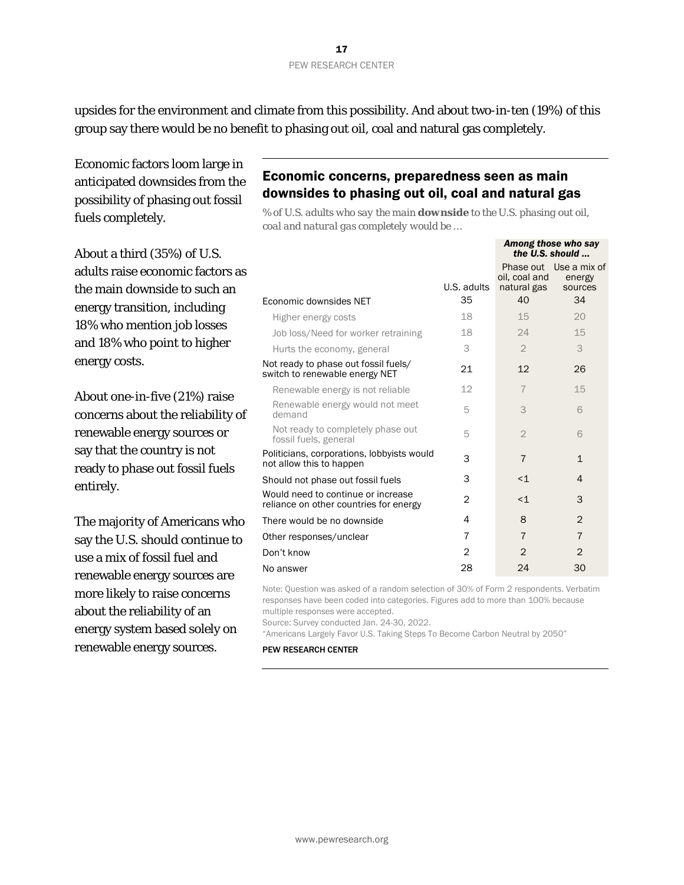upsides for the environment and climate from this possibility. And about two-in-ten (19%) of this group say there would be no benefit to phasing out oil, coal and natural gas completely.

Economic factors loom large in anticipated downsides from the possibility of phasing out fossil fuels completely.

About a third (35%) of U.S. adults raise economic factors as the main downside to such an energy transition, including 18% who mention job losses and 18% who point to higher energy costs.

About one-in-five (21%) raise concerns about the reliability of renewable energy sources or say that the country is not ready to phase out fossil fuels entirely.

The majority of Americans who say the U.S. should continue to use a mix of fossil fuel and renewable energy sources are more likely to raise concerns about the reliability of an energy system based solely on renewable energy sources.

## Economic concerns, preparedness seen as main downsides to phasing out oil, coal and natural gas

*% of U.S. adults who say the main* ***downside*** *to the U.S. phasing out oil, coal and natural gas completely would be …*

| | | ***Among those who say the U.S. should …*** | |
|---|---|---|---|
| | U.S. adults | Phase out oil, coal and natural gas | Use a mix of energy sources |
| Economic downsides NET | 35 | 40 | 34 |
| Higher energy costs | 18 | 15 | 20 |
| Job loss/Need for worker retraining | 18 | 24 | 15 |
| Hurts the economy, general | 3 | 2 | 3 |
| Not ready to phase out fossil fuels/ switch to renewable energy NET | 21 | 12 | 26 |
| Renewable energy is not reliable | 12 | 7 | 15 |
| Renewable energy would not meet demand | 5 | 3 | 6 |
| Not ready to completely phase out fossil fuels, general | 5 | 2 | 6 |
| Politicians, corporations, lobbyists would not allow this to happen | 3 | 7 | 1 |
| Should not phase out fossil fuels | 3 | <1 | 4 |
| Would need to continue or increase reliance on other countries for energy | 2 | <1 | 3 |
| There would be no downside | 4 | 8 | 2 |
| Other responses/unclear | 7 | 7 | 7 |
| Don't know | 2 | 2 | 2 |
| No answer | 28 | 24 | 30 |

Note: Question was asked of a random selection of 30% of Form 2 respondents. Verbatim responses have been coded into categories. Figures add to more than 100% because multiple responses were accepted.
Source: Survey conducted Jan. 24-30, 2022.
"Americans Largely Favor U.S. Taking Steps To Become Carbon Neutral by 2050"

PEW RESEARCH CENTER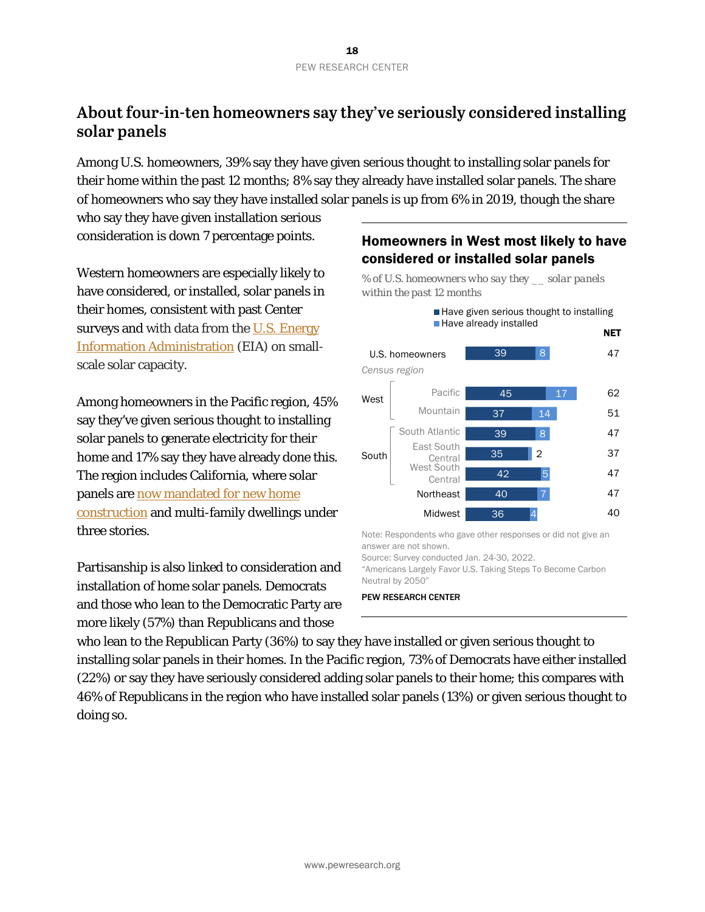## About four-in-ten homeowners say they've seriously considered installing solar panels

Among U.S. homeowners, 39% say they have given serious thought to installing solar panels for their home within the past 12 months; 8% say they already have installed solar panels. The share of homeowners who say they have installed solar panels is up from 6% in 2019, though the share who say they have given installation serious consideration is down 7 percentage points.

Western homeowners are especially likely to have considered, or installed, solar panels in their homes, consistent with past Center surveys and with data from the U.S. Energy Information Administration (EIA) on small-scale solar capacity.

Among homeowners in the Pacific region, 45% say they've given serious thought to installing solar panels to generate electricity for their home and 17% say they have already done this. The region includes California, where solar panels are now mandated for new home construction and multi-family dwellings under three stories.

Partisanship is also linked to consideration and installation of home solar panels. Democrats and those who lean to the Democratic Party are more likely (57%) than Republicans and those who lean to the Republican Party (36%) to say they have installed or given serious thought to installing solar panels in their homes. In the Pacific region, 73% of Democrats have either installed (22%) or say they have seriously considered adding solar panels to their home; this compares with 46% of Republicans in the region who have installed solar panels (13%) or given serious thought to doing so.

### Homeowners in West most likely to have considered or installed solar panels

*% of U.S. homeowners who say they __ solar panels within the past 12 months*

| | | Have given serious thought to installing | Have already installed | NET |
|---|---|---|---|---|
| U.S. homeowners | | 39 | 8 | 47 |
| *Census region* | | | | |
| West | Pacific | 45 | 17 | 62 |
| | Mountain | 37 | 14 | 51 |
| South | South Atlantic | 39 | 8 | 47 |
| | East South Central | 35 | 2 | 37 |
| | West South Central | 42 | 5 | 47 |
| | Northeast | 40 | 7 | 47 |
| | Midwest | 36 | 4 | 40 |

Note: Respondents who gave other responses or did not give an answer are not shown.

Source: Survey conducted Jan. 24-30, 2022.

"Americans Largely Favor U.S. Taking Steps To Become Carbon Neutral by 2050"

**PEW RESEARCH CENTER**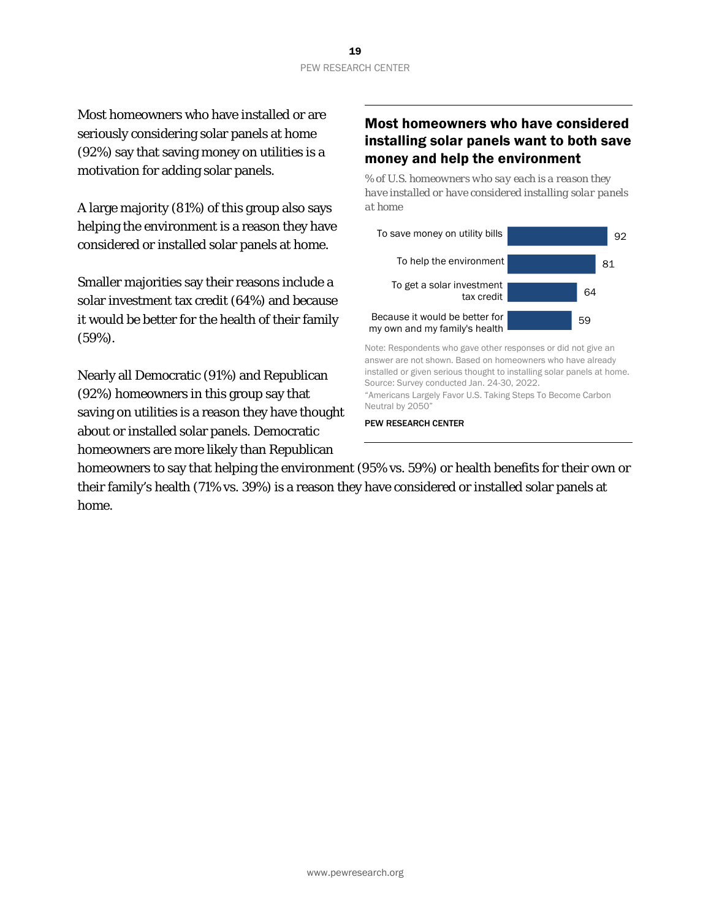Most homeowners who have installed or are seriously considering solar panels at home (92%) say that saving money on utilities is a motivation for adding solar panels.

A large majority (81%) of this group also says helping the environment is a reason they have considered or installed solar panels at home.

Smaller majorities say their reasons include a solar investment tax credit (64%) and because it would be better for the health of their family (59%).

Nearly all Democratic (91%) and Republican (92%) homeowners in this group say that saving on utilities is a reason they have thought about or installed solar panels. Democratic homeowners are more likely than Republican homeowners to say that helping the environment (95% vs. 59%) or health benefits for their own or their family's health (71% vs. 39%) is a reason they have considered or installed solar panels at home.

## Most homeowners who have considered installing solar panels want to both save money and help the environment

*% of U.S. homeowners who say each is a reason they have installed or have considered installing solar panels at home*

| Reason | % |
|---|---|
| To save money on utility bills | 92 |
| To help the environment | 81 |
| To get a solar investment tax credit | 64 |
| Because it would be better for my own and my family's health | 59 |

Note: Respondents who gave other responses or did not give an answer are not shown. Based on homeowners who have already installed or given serious thought to installing solar panels at home.
Source: Survey conducted Jan. 24-30, 2022.
"Americans Largely Favor U.S. Taking Steps To Become Carbon Neutral by 2050"

PEW RESEARCH CENTER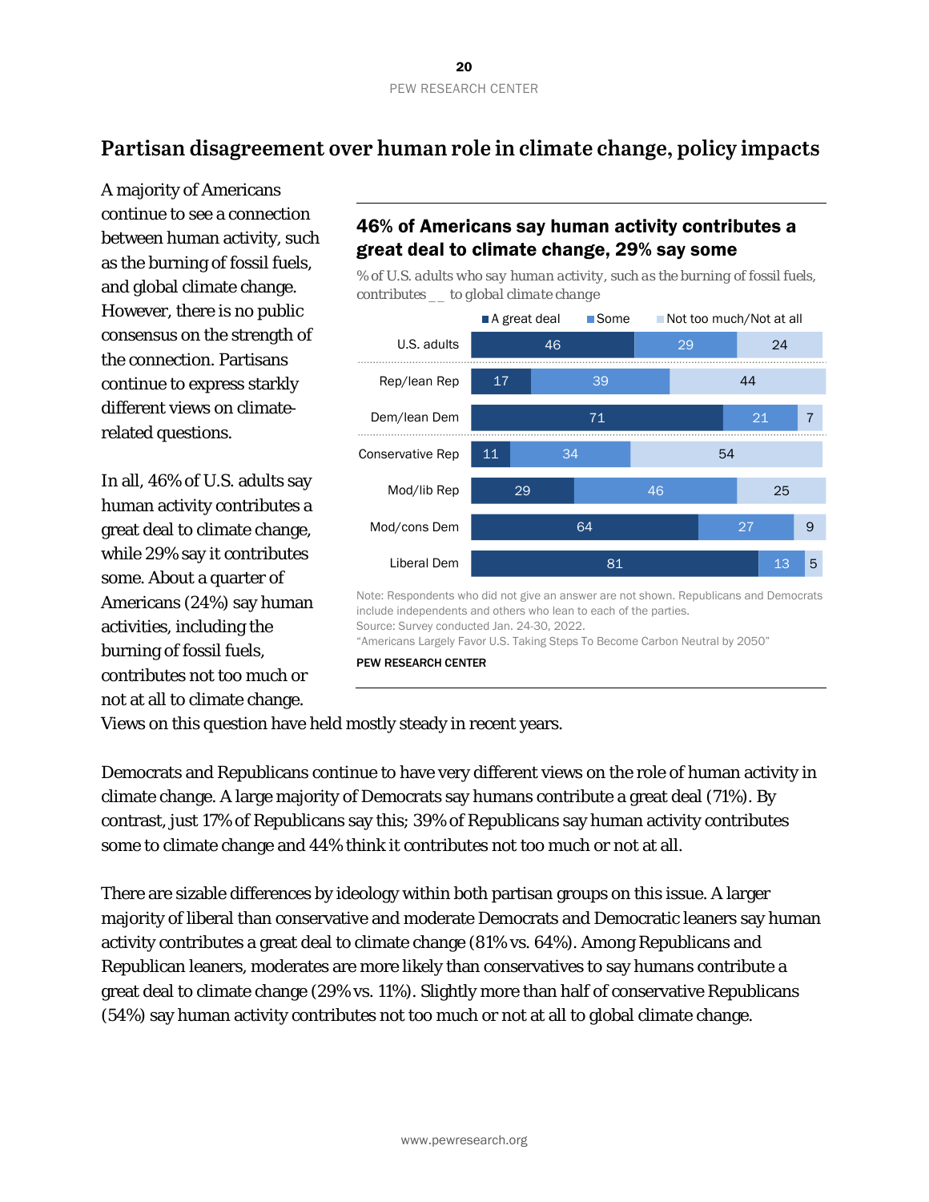## Partisan disagreement over human role in climate change, policy impacts

A majority of Americans continue to see a connection between human activity, such as the burning of fossil fuels, and global climate change. However, there is no public consensus on the strength of the connection. Partisans continue to express starkly different views on climate-related questions.

In all, 46% of U.S. adults say human activity contributes a great deal to climate change, while 29% say it contributes some. About a quarter of Americans (24%) say human activities, including the burning of fossil fuels, contributes not too much or not at all to climate change. Views on this question have held mostly steady in recent years.

### 46% of Americans say human activity contributes a great deal to climate change, 29% say some

*% of U.S. adults who say human activity, such as the burning of fossil fuels, contributes __ to global climate change*

| | A great deal | Some | Not too much/Not at all |
|---|---|---|---|
| U.S. adults | 46 | 29 | 24 |
| Rep/lean Rep | 17 | 39 | 44 |
| Dem/lean Dem | 71 | 21 | 7 |
| Conservative Rep | 11 | 34 | 54 |
| Mod/lib Rep | 29 | 46 | 25 |
| Mod/cons Dem | 64 | 27 | 9 |
| Liberal Dem | 81 | 13 | 5 |

Note: Respondents who did not give an answer are not shown. Republicans and Democrats include independents and others who lean to each of the parties.
Source: Survey conducted Jan. 24-30, 2022.
"Americans Largely Favor U.S. Taking Steps To Become Carbon Neutral by 2050"

PEW RESEARCH CENTER

Democrats and Republicans continue to have very different views on the role of human activity in climate change. A large majority of Democrats say humans contribute a great deal (71%). By contrast, just 17% of Republicans say this; 39% of Republicans say human activity contributes some to climate change and 44% think it contributes not too much or not at all.

There are sizable differences by ideology within both partisan groups on this issue. A larger majority of liberal than conservative and moderate Democrats and Democratic leaners say human activity contributes a great deal to climate change (81% vs. 64%). Among Republicans and Republican leaners, moderates are more likely than conservatives to say humans contribute a great deal to climate change (29% vs. 11%). Slightly more than half of conservative Republicans (54%) say human activity contributes not too much or not at all to global climate change.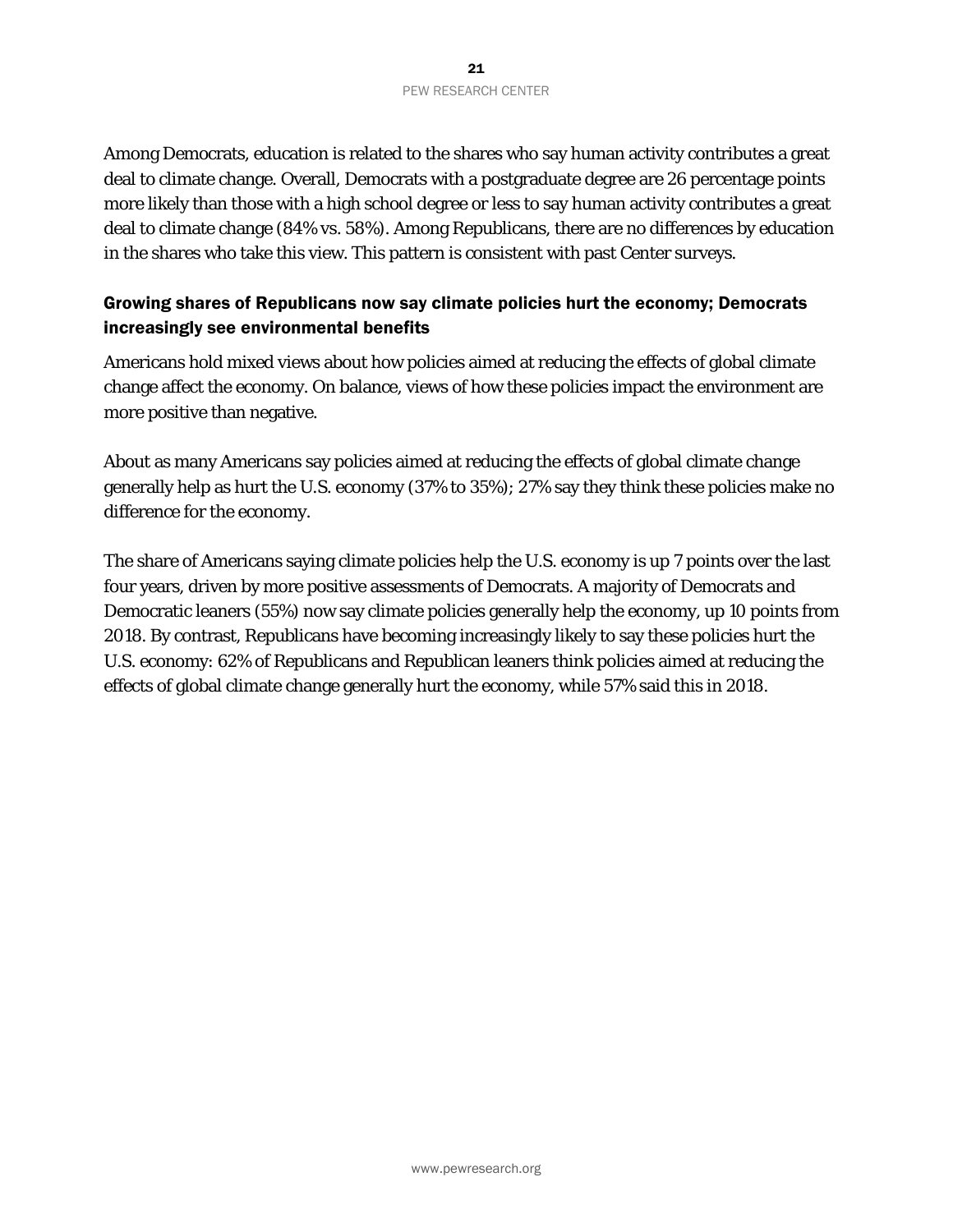Among Democrats, education is related to the shares who say human activity contributes a great deal to climate change. Overall, Democrats with a postgraduate degree are 26 percentage points more likely than those with a high school degree or less to say human activity contributes a great deal to climate change (84% vs. 58%). Among Republicans, there are no differences by education in the shares who take this view. This pattern is consistent with past Center surveys.

### Growing shares of Republicans now say climate policies hurt the economy; Democrats increasingly see environmental benefits

Americans hold mixed views about how policies aimed at reducing the effects of global climate change affect the economy. On balance, views of how these policies impact the environment are more positive than negative.

About as many Americans say policies aimed at reducing the effects of global climate change generally help as hurt the U.S. economy (37% to 35%); 27% say they think these policies make no difference for the economy.

The share of Americans saying climate policies help the U.S. economy is up 7 points over the last four years, driven by more positive assessments of Democrats. A majority of Democrats and Democratic leaners (55%) now say climate policies generally help the economy, up 10 points from 2018. By contrast, Republicans have becoming increasingly likely to say these policies hurt the U.S. economy: 62% of Republicans and Republican leaners think policies aimed at reducing the effects of global climate change generally hurt the economy, while 57% said this in 2018.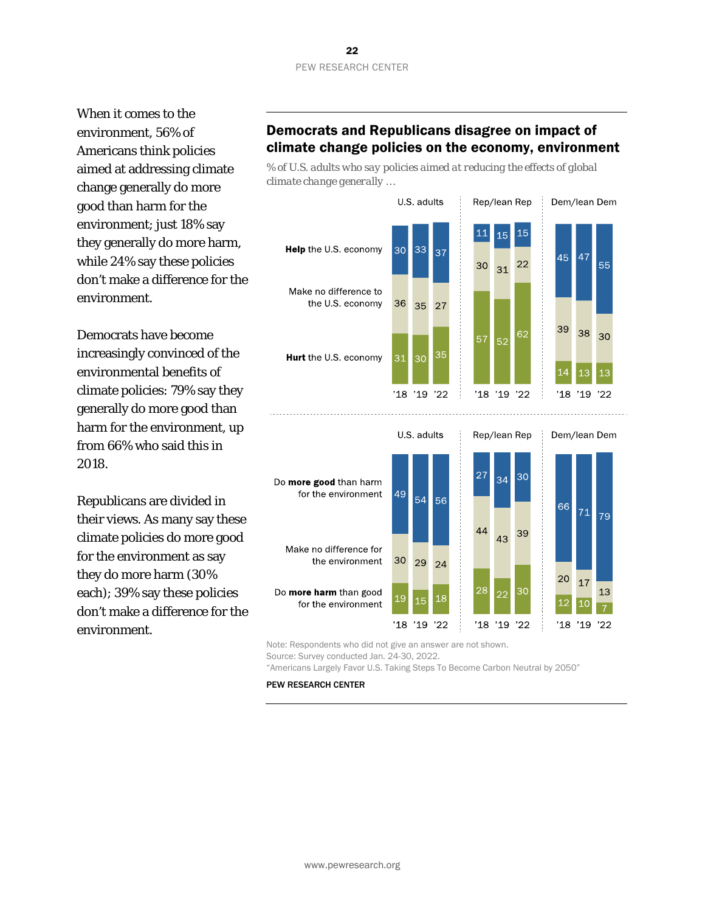When it comes to the environment, 56% of Americans think policies aimed at addressing climate change generally do more good than harm for the environment; just 18% say they generally do more harm, while 24% say these policies don't make a difference for the environment.

Democrats have become increasingly convinced of the environmental benefits of climate policies: 79% say they generally do more good than harm for the environment, up from 66% who said this in 2018.

Republicans are divided in their views. As many say these climate policies do more good for the environment as say they do more harm (30% each); 39% say these policies don't make a difference for the environment.

## Democrats and Republicans disagree on impact of climate change policies on the economy, environment

*% of U.S. adults who say policies aimed at reducing the effects of global climate change generally …*

| | U.S. adults '18 | U.S. adults '19 | U.S. adults '22 | Rep/lean Rep '18 | Rep/lean Rep '19 | Rep/lean Rep '22 | Dem/lean Dem '18 | Dem/lean Dem '19 | Dem/lean Dem '22 |
|---|---|---|---|---|---|---|---|---|---|
| **Help** the U.S. economy | 30 | 33 | 37 | 11 | 15 | 15 | 45 | 47 | 55 |
| Make no difference to the U.S. economy | 36 | 35 | 27 | 30 | 31 | 22 | 39 | 38 | 30 |
| **Hurt** the U.S. economy | 31 | 30 | 35 | 57 | 52 | 62 | 14 | 13 | 13 |

| | U.S. adults '18 | U.S. adults '19 | U.S. adults '22 | Rep/lean Rep '18 | Rep/lean Rep '19 | Rep/lean Rep '22 | Dem/lean Dem '18 | Dem/lean Dem '19 | Dem/lean Dem '22 |
|---|---|---|---|---|---|---|---|---|---|
| Do **more good** than harm for the environment | 49 | 54 | 56 | 27 | 34 | 30 | 66 | 71 | 79 |
| Make no difference for the environment | 30 | 29 | 24 | 44 | 43 | 39 | 20 | 17 | 13 |
| Do **more harm** than good for the environment | 19 | 15 | 18 | 28 | 22 | 30 | 12 | 10 | 7 |

Note: Respondents who did not give an answer are not shown.
Source: Survey conducted Jan. 24-30, 2022.
"Americans Largely Favor U.S. Taking Steps To Become Carbon Neutral by 2050"

PEW RESEARCH CENTER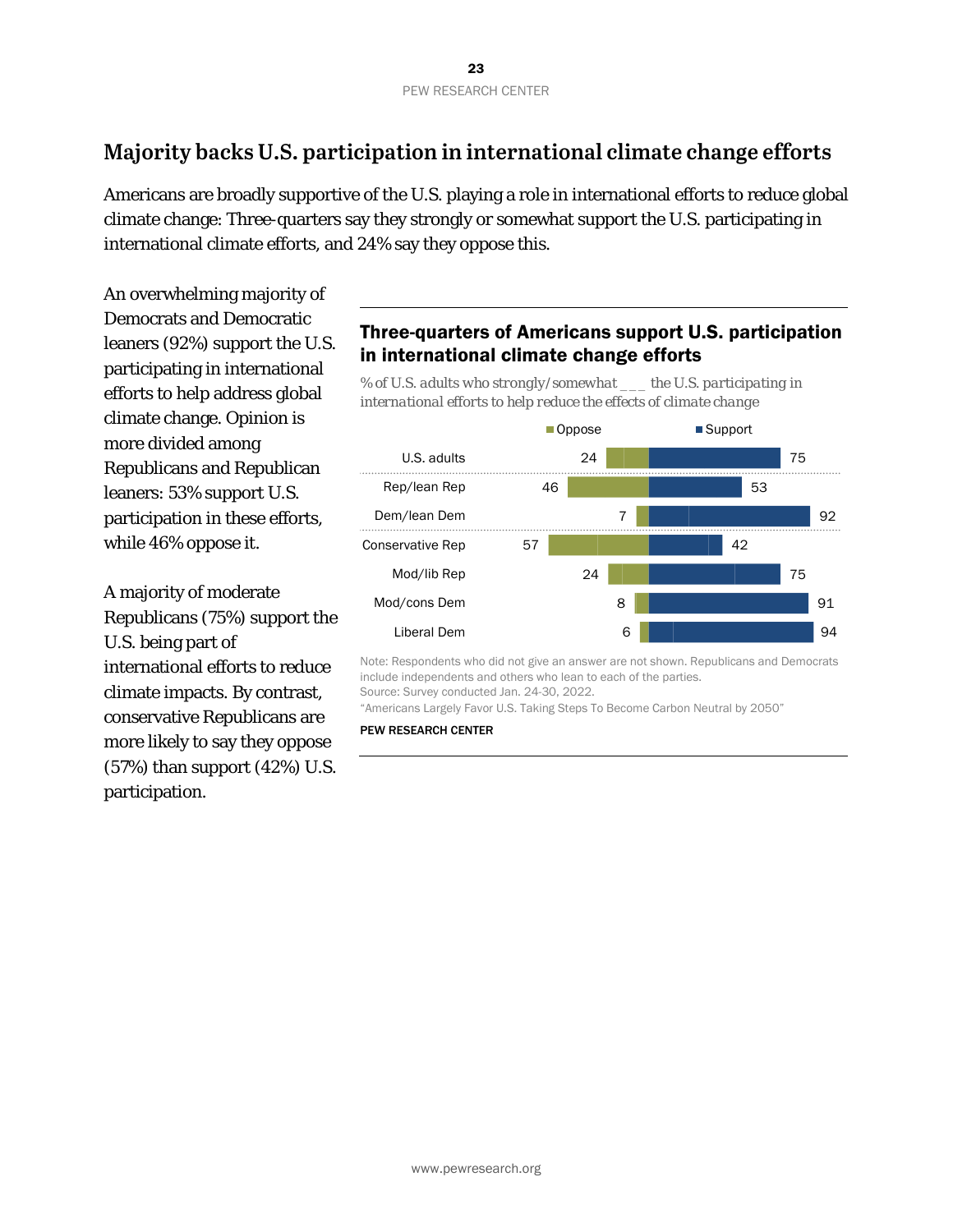## Majority backs U.S. participation in international climate change efforts

Americans are broadly supportive of the U.S. playing a role in international efforts to reduce global climate change: Three-quarters say they strongly or somewhat support the U.S. participating in international climate efforts, and 24% say they oppose this.

An overwhelming majority of Democrats and Democratic leaners (92%) support the U.S. participating in international efforts to help address global climate change. Opinion is more divided among Republicans and Republican leaners: 53% support U.S. participation in these efforts, while 46% oppose it.

A majority of moderate Republicans (75%) support the U.S. being part of international efforts to reduce climate impacts. By contrast, conservative Republicans are more likely to say they oppose (57%) than support (42%) U.S. participation.

**Three-quarters of Americans support U.S. participation in international climate change efforts**

*% of U.S. adults who strongly/somewhat ___ the U.S. participating in international efforts to help reduce the effects of climate change*

| | Oppose | Support |
|---|---|---|
| U.S. adults | 24 | 75 |
| Rep/lean Rep | 46 | 53 |
| Dem/lean Dem | 7 | 92 |
| Conservative Rep | 57 | 42 |
| Mod/lib Rep | 24 | 75 |
| Mod/cons Dem | 8 | 91 |
| Liberal Dem | 6 | 94 |

Note: Respondents who did not give an answer are not shown. Republicans and Democrats include independents and others who lean to each of the parties.
Source: Survey conducted Jan. 24-30, 2022.
"Americans Largely Favor U.S. Taking Steps To Become Carbon Neutral by 2050"

PEW RESEARCH CENTER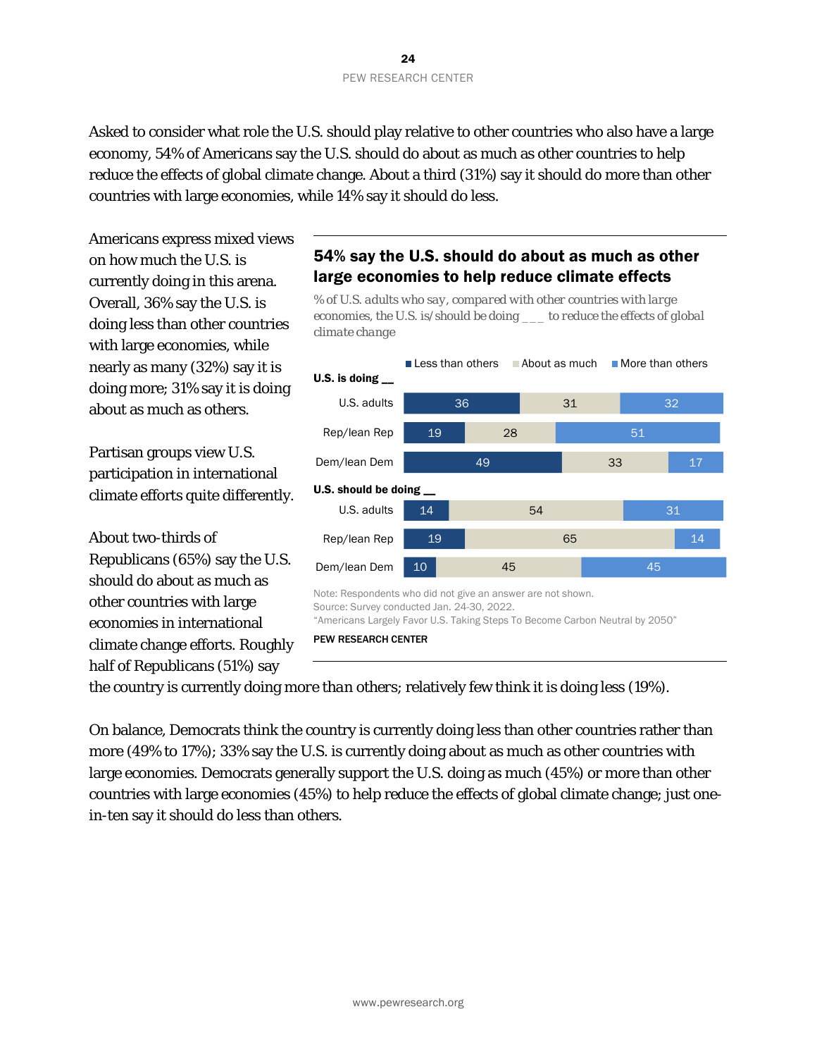Asked to consider what role the U.S. should play relative to other countries who also have a large economy, 54% of Americans say the U.S. should do about as much as other countries to help reduce the effects of global climate change. About a third (31%) say it should do more than other countries with large economies, while 14% say it should do less.

Americans express mixed views on how much the U.S. is currently doing in this arena. Overall, 36% say the U.S. is doing less than other countries with large economies, while nearly as many (32%) say it is doing more; 31% say it is doing about as much as others.

Partisan groups view U.S. participation in international climate efforts quite differently.

About two-thirds of Republicans (65%) say the U.S. should do about as much as other countries with large economies in international climate change efforts. Roughly half of Republicans (51%) say the country is currently doing more than others; relatively few think it is doing less (19%).

### 54% say the U.S. should do about as much as other large economies to help reduce climate effects

*% of U.S. adults who say, compared with other countries with large economies, the U.S. is/should be doing ___ to reduce the effects of global climate change*

| | Less than others | About as much | More than others |
|---|---|---|---|
| **U.S. is doing __** | | | |
| U.S. adults | 36 | 31 | 32 |
| Rep/lean Rep | 19 | 28 | 51 |
| Dem/lean Dem | 49 | 33 | 17 |
| **U.S. should be doing __** | | | |
| U.S. adults | 14 | 54 | 31 |
| Rep/lean Rep | 19 | 65 | 14 |
| Dem/lean Dem | 10 | 45 | 45 |

Note: Respondents who did not give an answer are not shown.
Source: Survey conducted Jan. 24-30, 2022.
"Americans Largely Favor U.S. Taking Steps To Become Carbon Neutral by 2050"

PEW RESEARCH CENTER

On balance, Democrats think the country is currently doing less than other countries rather than more (49% to 17%); 33% say the U.S. is currently doing about as much as other countries with large economies. Democrats generally support the U.S. doing as much (45%) or more than other countries with large economies (45%) to help reduce the effects of global climate change; just one-in-ten say it should do less than others.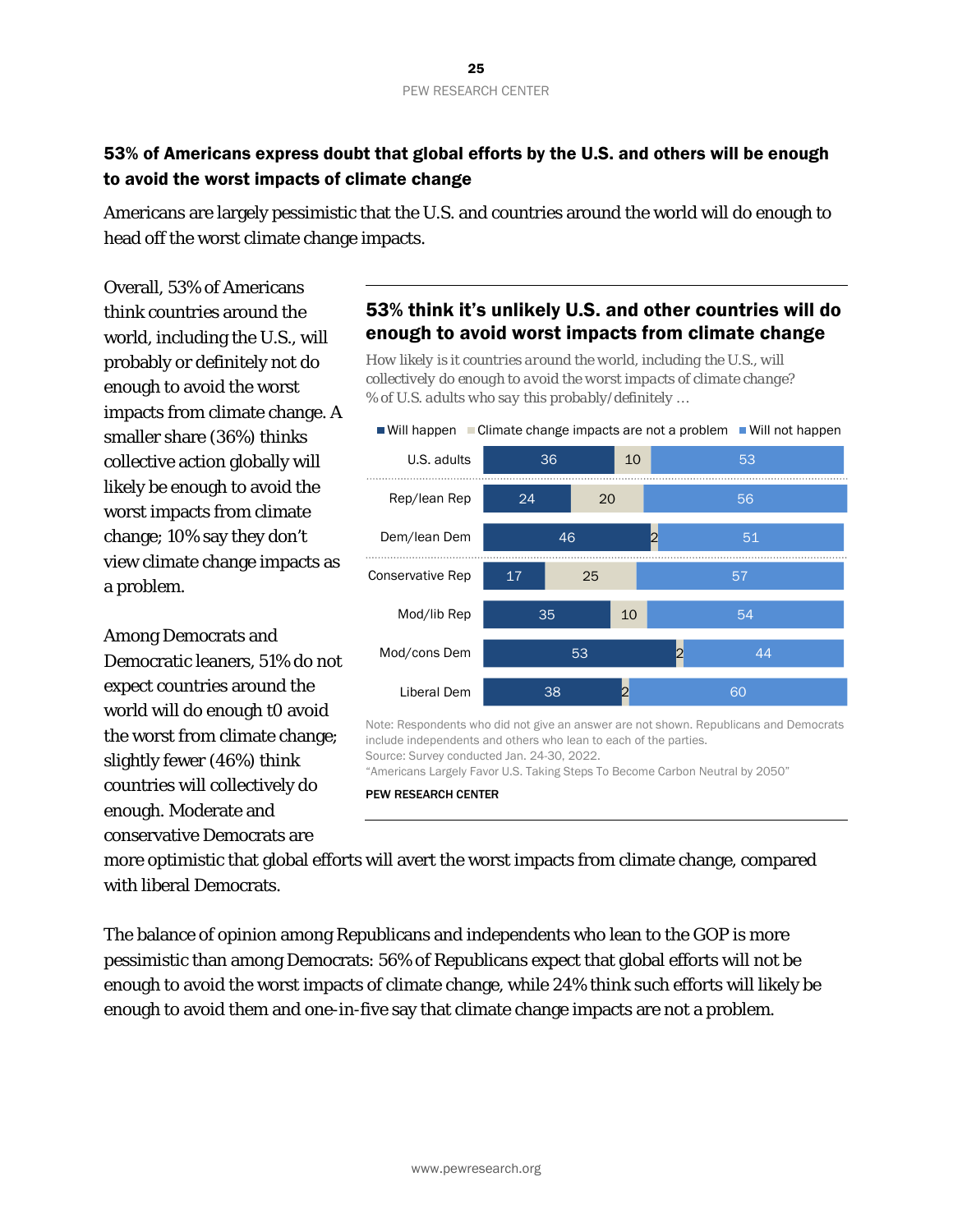## 53% of Americans express doubt that global efforts by the U.S. and others will be enough to avoid the worst impacts of climate change

Americans are largely pessimistic that the U.S. and countries around the world will do enough to head off the worst climate change impacts.

Overall, 53% of Americans think countries around the world, including the U.S., will probably or definitely not do enough to avoid the worst impacts from climate change. A smaller share (36%) thinks collective action globally will likely be enough to avoid the worst impacts from climate change; 10% say they don't view climate change impacts as a problem.

Among Democrats and Democratic leaners, 51% do not expect countries around the world will do enough t0 avoid the worst from climate change; slightly fewer (46%) think countries will collectively do enough. Moderate and conservative Democrats are more optimistic that global efforts will avert the worst impacts from climate change, compared with liberal Democrats.

### 53% think it's unlikely U.S. and other countries will do enough to avoid worst impacts from climate change

*How likely is it countries around the world, including the U.S., will collectively do enough to avoid the worst impacts of climate change?*
*% of U.S. adults who say this probably/definitely …*

| | Will happen | Climate change impacts are not a problem | Will not happen |
|---|---|---|---|
| U.S. adults | 36 | 10 | 53 |
| Rep/lean Rep | 24 | 20 | 56 |
| Dem/lean Dem | 46 | 2 | 51 |
| Conservative Rep | 17 | 25 | 57 |
| Mod/lib Rep | 35 | 10 | 54 |
| Mod/cons Dem | 53 | 2 | 44 |
| Liberal Dem | 38 | 2 | 60 |

Note: Respondents who did not give an answer are not shown. Republicans and Democrats include independents and others who lean to each of the parties.
Source: Survey conducted Jan. 24-30, 2022.
"Americans Largely Favor U.S. Taking Steps To Become Carbon Neutral by 2050"

PEW RESEARCH CENTER

The balance of opinion among Republicans and independents who lean to the GOP is more pessimistic than among Democrats: 56% of Republicans expect that global efforts will not be enough to avoid the worst impacts of climate change, while 24% think such efforts will likely be enough to avoid them and one-in-five say that climate change impacts are not a problem.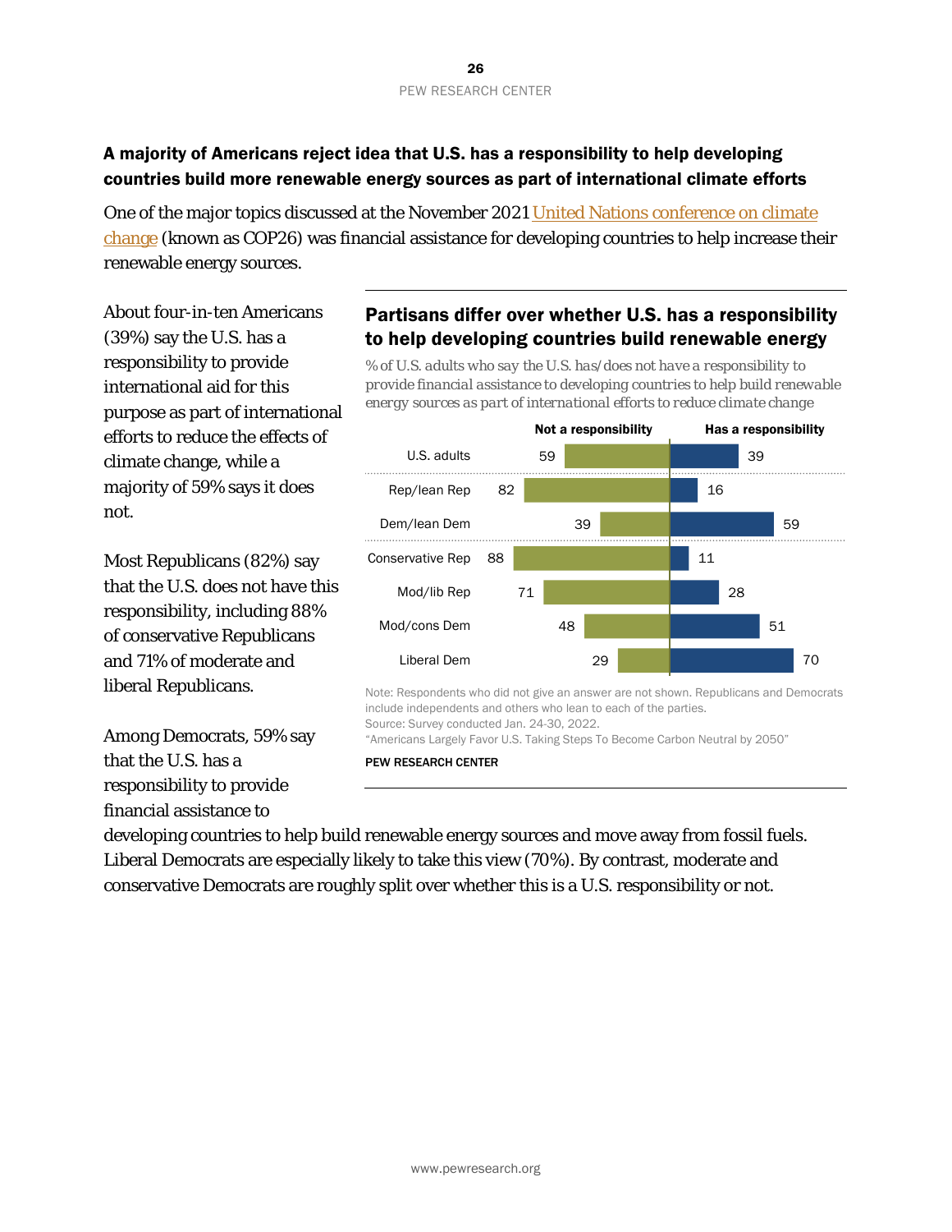## A majority of Americans reject idea that U.S. has a responsibility to help developing countries build more renewable energy sources as part of international climate efforts

One of the major topics discussed at the November 2021 United Nations conference on climate change (known as COP26) was financial assistance for developing countries to help increase their renewable energy sources.

About four-in-ten Americans (39%) say the U.S. has a responsibility to provide international aid for this purpose as part of international efforts to reduce the effects of climate change, while a majority of 59% says it does not.

Most Republicans (82%) say that the U.S. does not have this responsibility, including 88% of conservative Republicans and 71% of moderate and liberal Republicans.

Among Democrats, 59% say that the U.S. has a responsibility to provide financial assistance to developing countries to help build renewable energy sources and move away from fossil fuels. Liberal Democrats are especially likely to take this view (70%). By contrast, moderate and conservative Democrats are roughly split over whether this is a U.S. responsibility or not.

### Partisans differ over whether U.S. has a responsibility to help developing countries build renewable energy

*% of U.S. adults who say the U.S. has/does not have a responsibility to provide financial assistance to developing countries to help build renewable energy sources as part of international efforts to reduce climate change*

| | Not a responsibility | Has a responsibility |
|---|---|---|
| U.S. adults | 59 | 39 |
| Rep/lean Rep | 82 | 16 |
| Dem/lean Dem | 39 | 59 |
| Conservative Rep | 88 | 11 |
| Mod/lib Rep | 71 | 28 |
| Mod/cons Dem | 48 | 51 |
| Liberal Dem | 29 | 70 |

Note: Respondents who did not give an answer are not shown. Republicans and Democrats include independents and others who lean to each of the parties.
Source: Survey conducted Jan. 24-30, 2022.
"Americans Largely Favor U.S. Taking Steps To Become Carbon Neutral by 2050"

PEW RESEARCH CENTER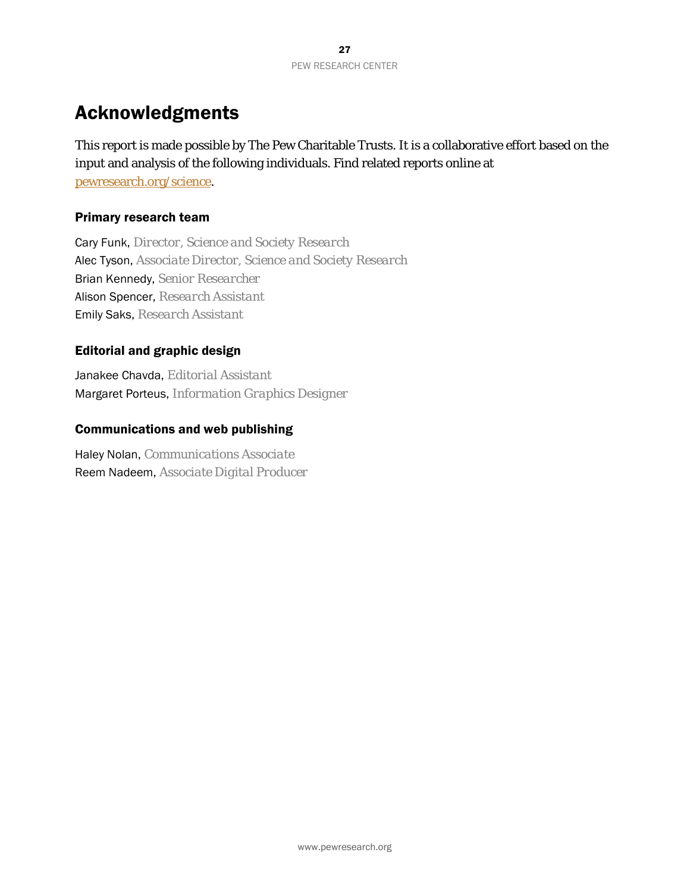# Acknowledgments

This report is made possible by The Pew Charitable Trusts. It is a collaborative effort based on the input and analysis of the following individuals. Find related reports online at [pewresearch.org/science](pewresearch.org/science).

### Primary research team

Cary Funk, *Director, Science and Society Research*
Alec Tyson, *Associate Director, Science and Society Research*
Brian Kennedy, *Senior Researcher*
Alison Spencer, *Research Assistant*
Emily Saks, *Research Assistant*

### Editorial and graphic design

Janakee Chavda, *Editorial Assistant*
Margaret Porteus, *Information Graphics Designer*

### Communications and web publishing

Haley Nolan, *Communications Associate*
Reem Nadeem, *Associate Digital Producer*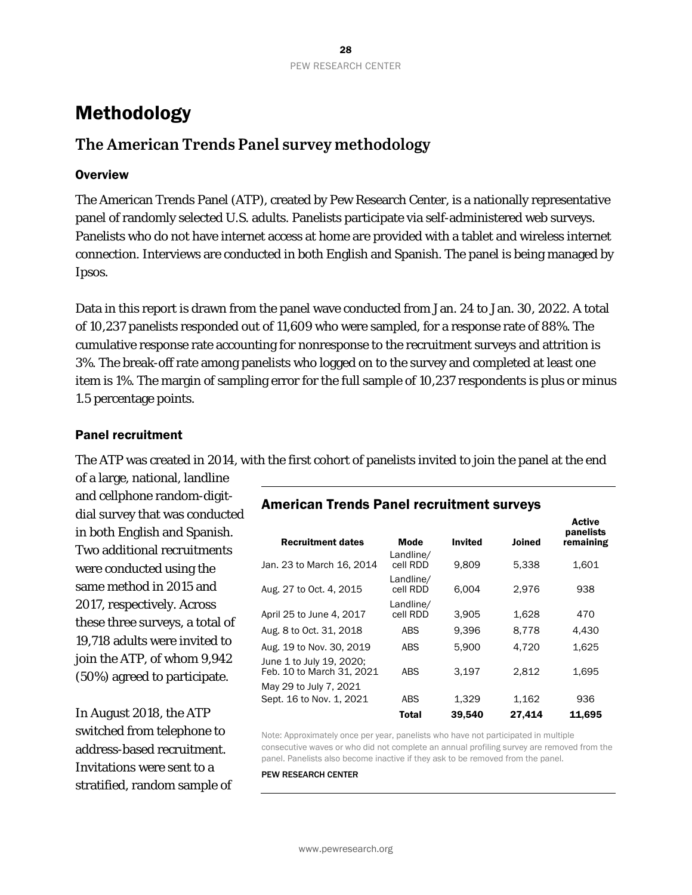# Methodology

## The American Trends Panel survey methodology

### Overview

The American Trends Panel (ATP), created by Pew Research Center, is a nationally representative panel of randomly selected U.S. adults. Panelists participate via self-administered web surveys. Panelists who do not have internet access at home are provided with a tablet and wireless internet connection. Interviews are conducted in both English and Spanish. The panel is being managed by Ipsos.

Data in this report is drawn from the panel wave conducted from Jan. 24 to Jan. 30, 2022. A total of 10,237 panelists responded out of 11,609 who were sampled, for a response rate of 88%. The cumulative response rate accounting for nonresponse to the recruitment surveys and attrition is 3%. The break-off rate among panelists who logged on to the survey and completed at least one item is 1%. The margin of sampling error for the full sample of 10,237 respondents is plus or minus 1.5 percentage points.

### Panel recruitment

The ATP was created in 2014, with the first cohort of panelists invited to join the panel at the end of a large, national, landline and cellphone random-digit-dial survey that was conducted in both English and Spanish. Two additional recruitments were conducted using the same method in 2015 and 2017, respectively. Across these three surveys, a total of 19,718 adults were invited to join the ATP, of whom 9,942 (50%) agreed to participate.

**American Trends Panel recruitment surveys**

| Recruitment dates | Mode | Invited | Joined | Active panelists remaining |
|---|---|---|---|---|
| Jan. 23 to March 16, 2014 | Landline/ cell RDD | 9,809 | 5,338 | 1,601 |
| Aug. 27 to Oct. 4, 2015 | Landline/ cell RDD | 6,004 | 2,976 | 938 |
| April 25 to June 4, 2017 | Landline/ cell RDD | 3,905 | 1,628 | 470 |
| Aug. 8 to Oct. 31, 2018 | ABS | 9,396 | 8,778 | 4,430 |
| Aug. 19 to Nov. 30, 2019 | ABS | 5,900 | 4,720 | 1,625 |
| June 1 to July 19, 2020; Feb. 10 to March 31, 2021 | ABS | 3,197 | 2,812 | 1,695 |
| May 29 to July 7, 2021 Sept. 16 to Nov. 1, 2021 | ABS | 1,329 | 1,162 | 936 |
| | **Total** | **39,540** | **27,414** | **11,695** |

Note: Approximately once per year, panelists who have not participated in multiple consecutive waves or who did not complete an annual profiling survey are removed from the panel. Panelists also become inactive if they ask to be removed from the panel.

PEW RESEARCH CENTER

In August 2018, the ATP switched from telephone to address-based recruitment. Invitations were sent to a stratified, random sample of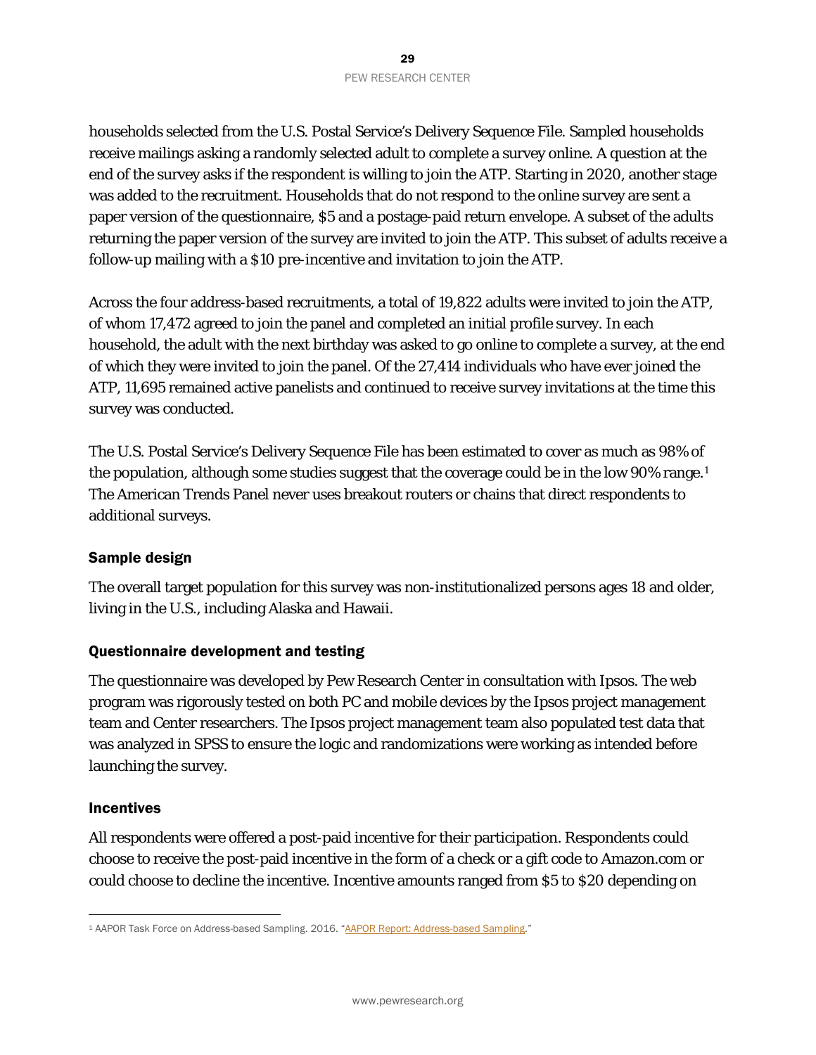households selected from the U.S. Postal Service's Delivery Sequence File. Sampled households receive mailings asking a randomly selected adult to complete a survey online. A question at the end of the survey asks if the respondent is willing to join the ATP. Starting in 2020, another stage was added to the recruitment. Households that do not respond to the online survey are sent a paper version of the questionnaire, $5 and a postage-paid return envelope. A subset of the adults returning the paper version of the survey are invited to join the ATP. This subset of adults receive a follow-up mailing with a $10 pre-incentive and invitation to join the ATP.

Across the four address-based recruitments, a total of 19,822 adults were invited to join the ATP, of whom 17,472 agreed to join the panel and completed an initial profile survey. In each household, the adult with the next birthday was asked to go online to complete a survey, at the end of which they were invited to join the panel. Of the 27,414 individuals who have ever joined the ATP, 11,695 remained active panelists and continued to receive survey invitations at the time this survey was conducted.

The U.S. Postal Service's Delivery Sequence File has been estimated to cover as much as 98% of the population, although some studies suggest that the coverage could be in the low 90% range.[1] The American Trends Panel never uses breakout routers or chains that direct respondents to additional surveys.

## Sample design

The overall target population for this survey was non-institutionalized persons ages 18 and older, living in the U.S., including Alaska and Hawaii.

## Questionnaire development and testing

The questionnaire was developed by Pew Research Center in consultation with Ipsos. The web program was rigorously tested on both PC and mobile devices by the Ipsos project management team and Center researchers. The Ipsos project management team also populated test data that was analyzed in SPSS to ensure the logic and randomizations were working as intended before launching the survey.

## Incentives

All respondents were offered a post-paid incentive for their participation. Respondents could choose to receive the post-paid incentive in the form of a check or a gift code to Amazon.com or could choose to decline the incentive. Incentive amounts ranged from $5 to $20 depending on

[1] AAPOR Task Force on Address-based Sampling. 2016. "AAPOR Report: Address-based Sampling."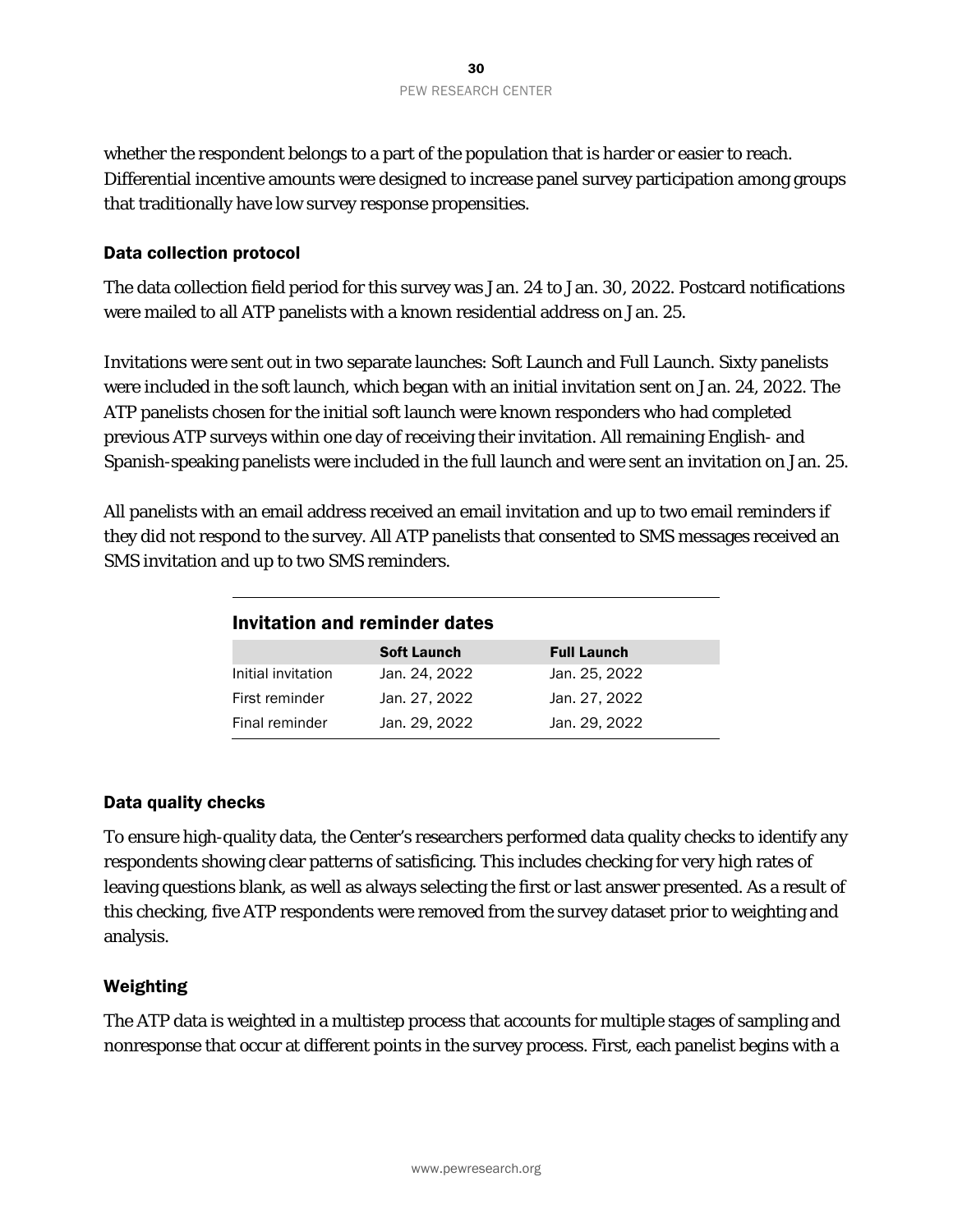whether the respondent belongs to a part of the population that is harder or easier to reach. Differential incentive amounts were designed to increase panel survey participation among groups that traditionally have low survey response propensities.

### Data collection protocol

The data collection field period for this survey was Jan. 24 to Jan. 30, 2022. Postcard notifications were mailed to all ATP panelists with a known residential address on Jan. 25.

Invitations were sent out in two separate launches: Soft Launch and Full Launch. Sixty panelists were included in the soft launch, which began with an initial invitation sent on Jan. 24, 2022. The ATP panelists chosen for the initial soft launch were known responders who had completed previous ATP surveys within one day of receiving their invitation. All remaining English- and Spanish-speaking panelists were included in the full launch and were sent an invitation on Jan. 25.

All panelists with an email address received an email invitation and up to two email reminders if they did not respond to the survey. All ATP panelists that consented to SMS messages received an SMS invitation and up to two SMS reminders.

**Invitation and reminder dates**

| | Soft Launch | Full Launch |
|---|---|---|
| Initial invitation | Jan. 24, 2022 | Jan. 25, 2022 |
| First reminder | Jan. 27, 2022 | Jan. 27, 2022 |
| Final reminder | Jan. 29, 2022 | Jan. 29, 2022 |

### Data quality checks

To ensure high-quality data, the Center's researchers performed data quality checks to identify any respondents showing clear patterns of satisficing. This includes checking for very high rates of leaving questions blank, as well as always selecting the first or last answer presented. As a result of this checking, five ATP respondents were removed from the survey dataset prior to weighting and analysis.

### Weighting

The ATP data is weighted in a multistep process that accounts for multiple stages of sampling and nonresponse that occur at different points in the survey process. First, each panelist begins with a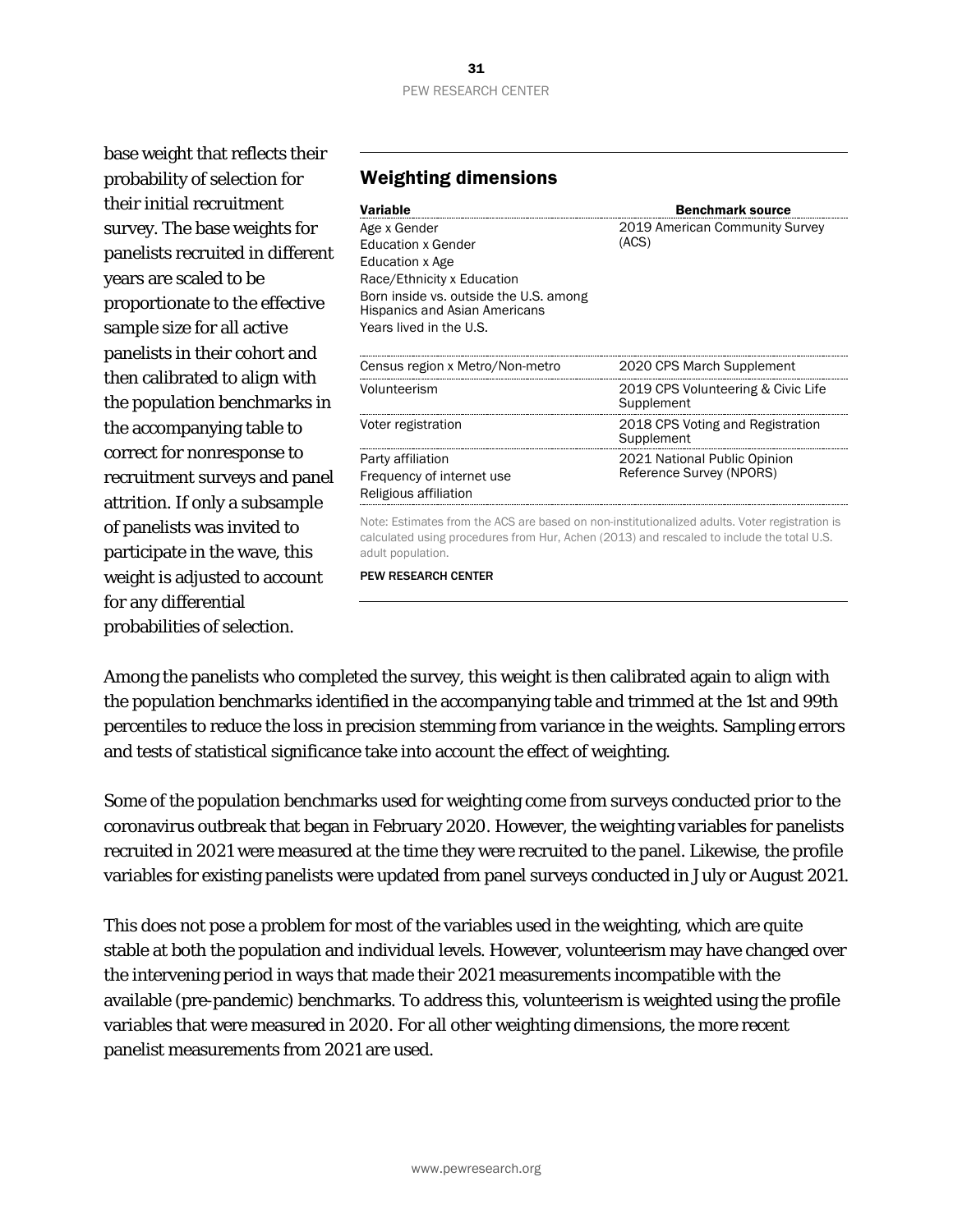base weight that reflects their probability of selection for their initial recruitment survey. The base weights for panelists recruited in different years are scaled to be proportionate to the effective sample size for all active panelists in their cohort and then calibrated to align with the population benchmarks in the accompanying table to correct for nonresponse to recruitment surveys and panel attrition. If only a subsample of panelists was invited to participate in the wave, this weight is adjusted to account for any differential probabilities of selection.

## Weighting dimensions

| Variable | Benchmark source |
|---|---|
| Age x Gender<br>Education x Gender<br>Education x Age<br>Race/Ethnicity x Education<br>Born inside vs. outside the U.S. among Hispanics and Asian Americans<br>Years lived in the U.S. | 2019 American Community Survey (ACS) |
| Census region x Metro/Non-metro | 2020 CPS March Supplement |
| Volunteerism | 2019 CPS Volunteering & Civic Life Supplement |
| Voter registration | 2018 CPS Voting and Registration Supplement |
| Party affiliation<br>Frequency of internet use<br>Religious affiliation | 2021 National Public Opinion Reference Survey (NPORS) |

Note: Estimates from the ACS are based on non-institutionalized adults. Voter registration is calculated using procedures from Hur, Achen (2013) and rescaled to include the total U.S. adult population.

PEW RESEARCH CENTER

Among the panelists who completed the survey, this weight is then calibrated again to align with the population benchmarks identified in the accompanying table and trimmed at the 1st and 99th percentiles to reduce the loss in precision stemming from variance in the weights. Sampling errors and tests of statistical significance take into account the effect of weighting.

Some of the population benchmarks used for weighting come from surveys conducted prior to the coronavirus outbreak that began in February 2020. However, the weighting variables for panelists recruited in 2021 were measured at the time they were recruited to the panel. Likewise, the profile variables for existing panelists were updated from panel surveys conducted in July or August 2021.

This does not pose a problem for most of the variables used in the weighting, which are quite stable at both the population and individual levels. However, volunteerism may have changed over the intervening period in ways that made their 2021 measurements incompatible with the available (pre-pandemic) benchmarks. To address this, volunteerism is weighted using the profile variables that were measured in 2020. For all other weighting dimensions, the more recent panelist measurements from 2021 are used.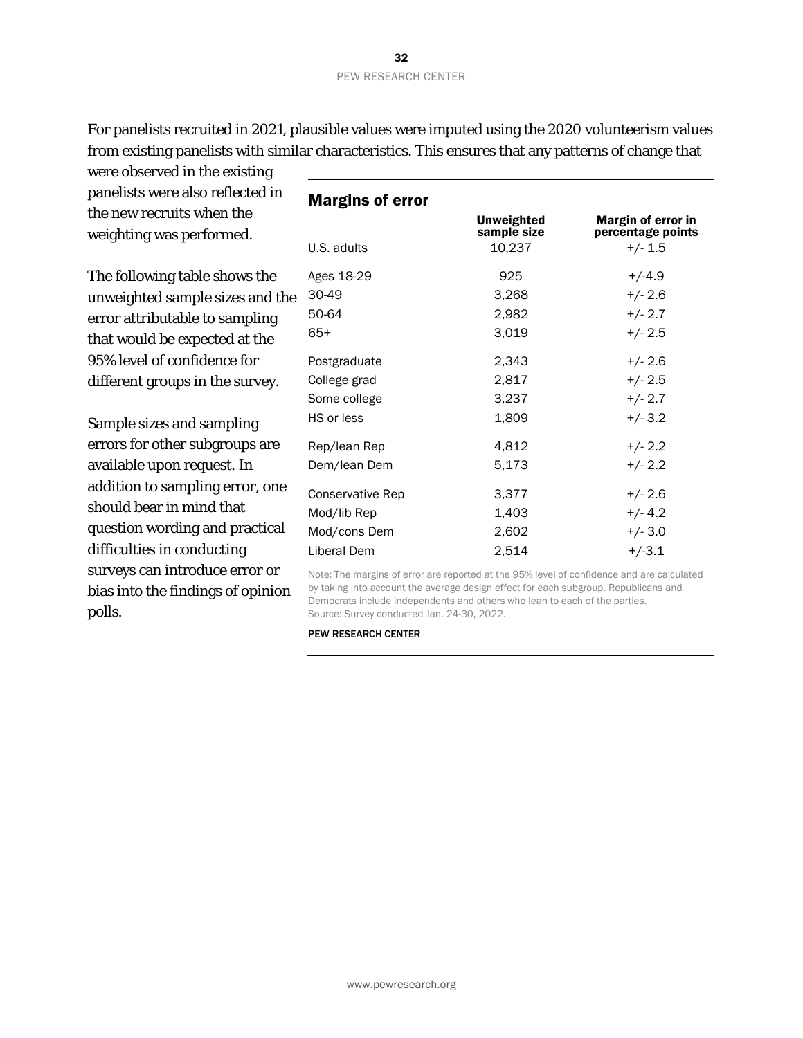For panelists recruited in 2021, plausible values were imputed using the 2020 volunteerism values from existing panelists with similar characteristics. This ensures that any patterns of change that were observed in the existing panelists were also reflected in the new recruits when the weighting was performed.

The following table shows the unweighted sample sizes and the error attributable to sampling that would be expected at the 95% level of confidence for different groups in the survey.

Sample sizes and sampling errors for other subgroups are available upon request. In addition to sampling error, one should bear in mind that question wording and practical difficulties in conducting surveys can introduce error or bias into the findings of opinion polls.

**Margins of error**

| | Unweighted sample size | Margin of error in percentage points |
|---|---|---|
| U.S. adults | 10,237 | +/- 1.5 |
| Ages 18-29 | 925 | +/-4.9 |
| 30-49 | 3,268 | +/- 2.6 |
| 50-64 | 2,982 | +/- 2.7 |
| 65+ | 3,019 | +/- 2.5 |
| Postgraduate | 2,343 | +/- 2.6 |
| College grad | 2,817 | +/- 2.5 |
| Some college | 3,237 | +/- 2.7 |
| HS or less | 1,809 | +/- 3.2 |
| Rep/lean Rep | 4,812 | +/- 2.2 |
| Dem/lean Dem | 5,173 | +/- 2.2 |
| Conservative Rep | 3,377 | +/- 2.6 |
| Mod/lib Rep | 1,403 | +/- 4.2 |
| Mod/cons Dem | 2,602 | +/- 3.0 |
| Liberal Dem | 2,514 | +/-3.1 |

Note: The margins of error are reported at the 95% level of confidence and are calculated by taking into account the average design effect for each subgroup. Republicans and Democrats include independents and others who lean to each of the parties.
Source: Survey conducted Jan. 24-30, 2022.

PEW RESEARCH CENTER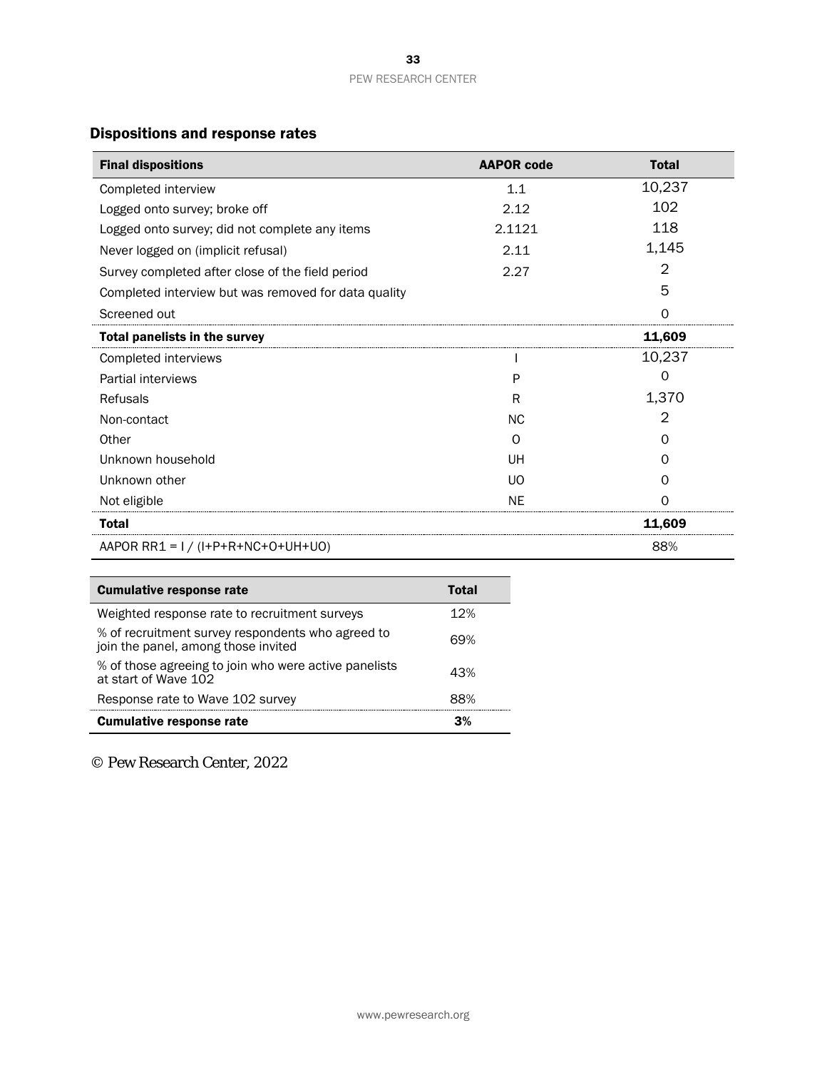## Dispositions and response rates

| Final dispositions | AAPOR code | Total |
|---|---|---|
| Completed interview | 1.1 | 10,237 |
| Logged onto survey; broke off | 2.12 | 102 |
| Logged onto survey; did not complete any items | 2.1121 | 118 |
| Never logged on (implicit refusal) | 2.11 | 1,145 |
| Survey completed after close of the field period | 2.27 | 2 |
| Completed interview but was removed for data quality | | 5 |
| Screened out | | 0 |
| **Total panelists in the survey** | | **11,609** |
| Completed interviews | I | 10,237 |
| Partial interviews | P | 0 |
| Refusals | R | 1,370 |
| Non-contact | NC | 2 |
| Other | O | 0 |
| Unknown household | UH | 0 |
| Unknown other | UO | 0 |
| Not eligible | NE | 0 |
| **Total** | | **11,609** |
| AAPOR RR1 = I / (I+P+R+NC+O+UH+UO) | | 88% |

| Cumulative response rate | Total |
|---|---|
| Weighted response rate to recruitment surveys | 12% |
| % of recruitment survey respondents who agreed to join the panel, among those invited | 69% |
| % of those agreeing to join who were active panelists at start of Wave 102 | 43% |
| Response rate to Wave 102 survey | 88% |
| **Cumulative response rate** | **3%** |

© Pew Research Center, 2022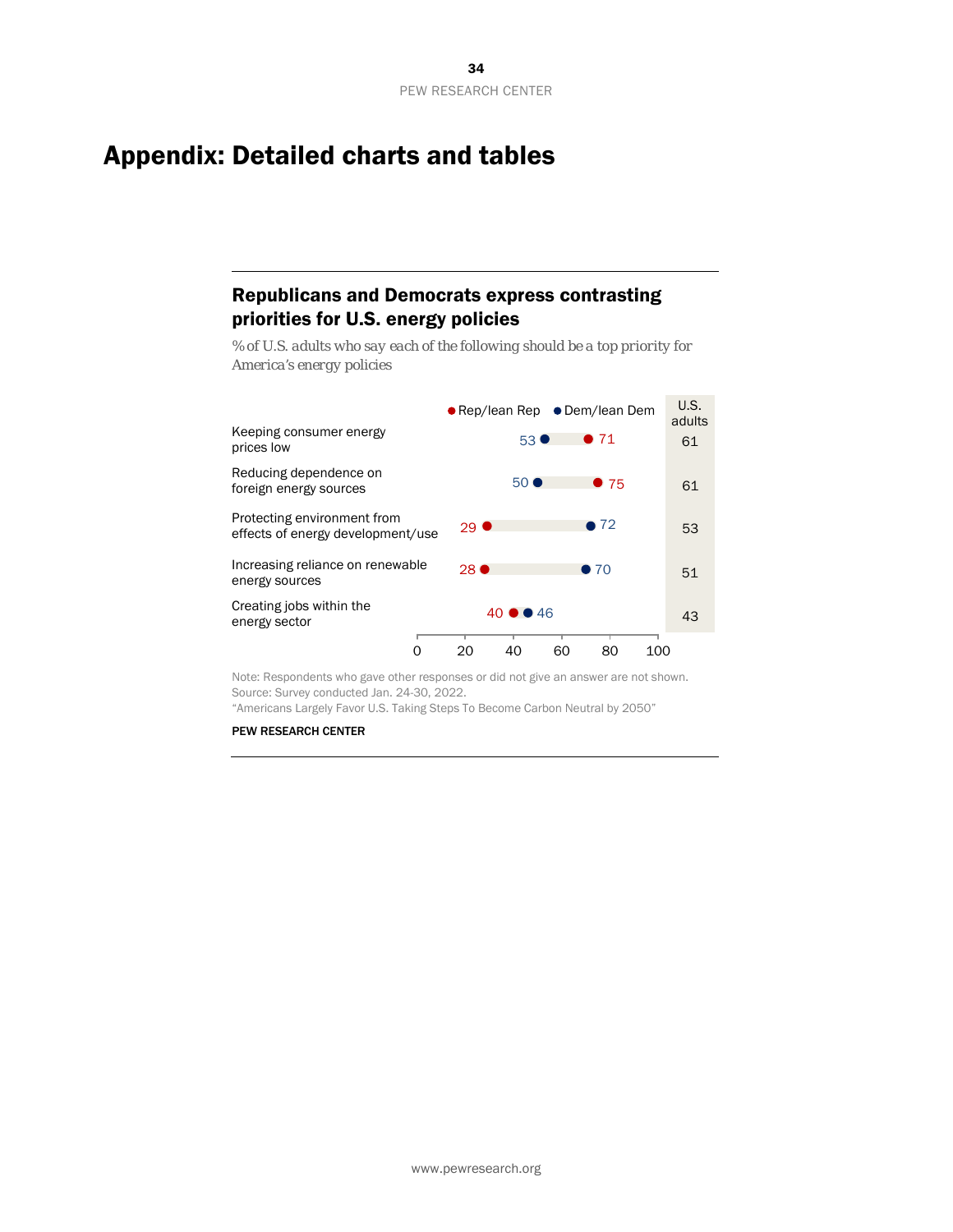# Appendix: Detailed charts and tables

## Republicans and Democrats express contrasting priorities for U.S. energy policies

*% of U.S. adults who say each of the following should be a top priority for America's energy policies*

| | Rep/lean Rep | Dem/lean Dem | U.S. adults |
|---|---|---|---|
| Keeping consumer energy prices low | 71 | 53 | 61 |
| Reducing dependence on foreign energy sources | 75 | 50 | 61 |
| Protecting environment from effects of energy development/use | 29 | 72 | 53 |
| Increasing reliance on renewable energy sources | 28 | 70 | 51 |
| Creating jobs within the energy sector | 40 | 46 | 43 |

Note: Respondents who gave other responses or did not give an answer are not shown.
Source: Survey conducted Jan. 24-30, 2022.
"Americans Largely Favor U.S. Taking Steps To Become Carbon Neutral by 2050"

PEW RESEARCH CENTER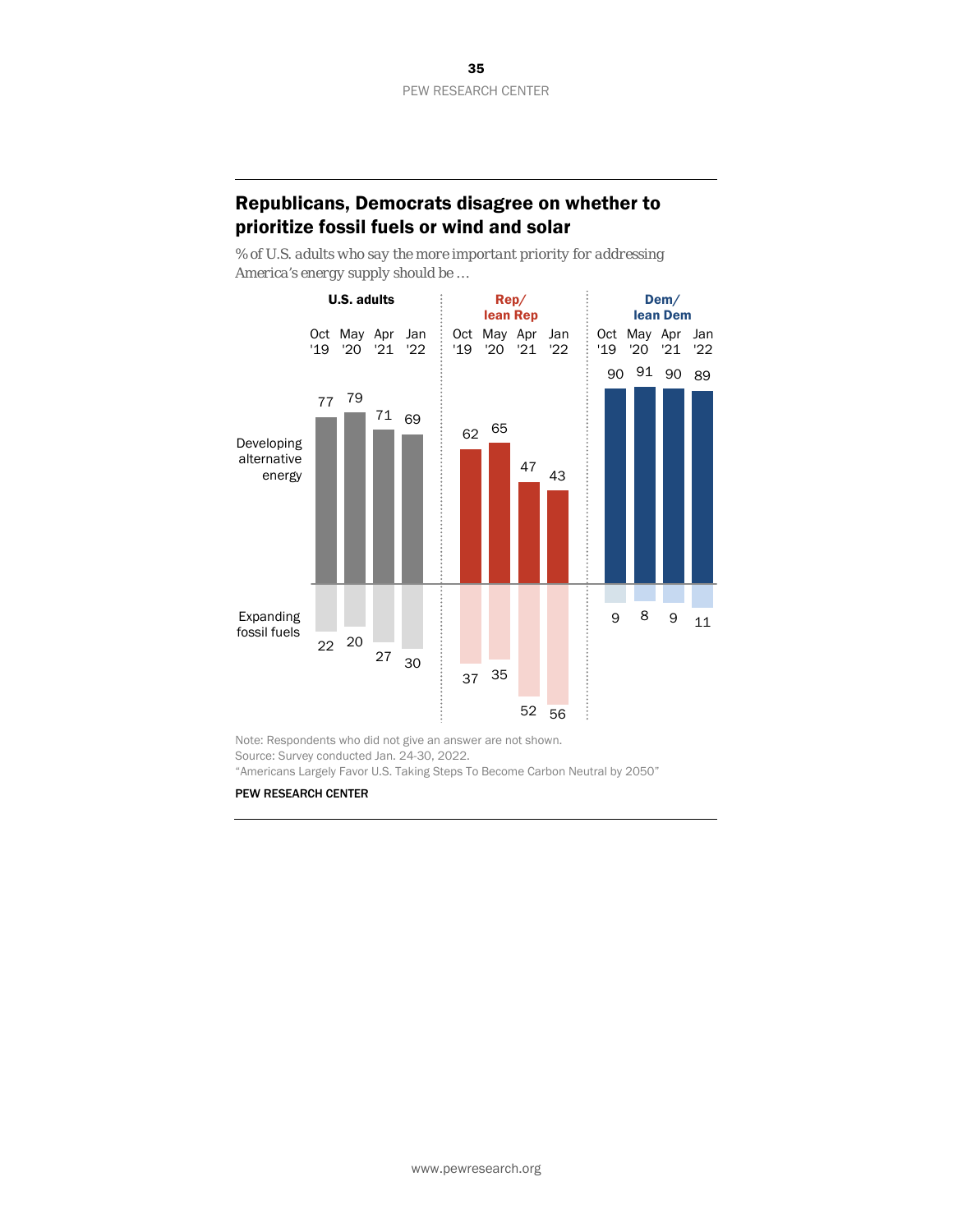## Republicans, Democrats disagree on whether to prioritize fossil fuels or wind and solar

*% of U.S. adults who say the more important priority for addressing America's energy supply should be …*

| | U.S. adults | | | | Rep/lean Rep | | | | Dem/lean Dem | | | |
|---|---|---|---|---|---|---|---|---|---|---|---|---|
| | Oct '19 | May '20 | Apr '21 | Jan '22 | Oct '19 | May '20 | Apr '21 | Jan '22 | Oct '19 | May '20 | Apr '21 | Jan '22 |
| Developing alternative energy | 77 | 79 | 71 | 69 | 62 | 65 | 47 | 43 | 90 | 91 | 90 | 89 |
| Expanding fossil fuels | 22 | 20 | 27 | 30 | 37 | 35 | 52 | 56 | 9 | 8 | 9 | 11 |

Note: Respondents who did not give an answer are not shown.
Source: Survey conducted Jan. 24-30, 2022.
"Americans Largely Favor U.S. Taking Steps To Become Carbon Neutral by 2050"

**PEW RESEARCH CENTER**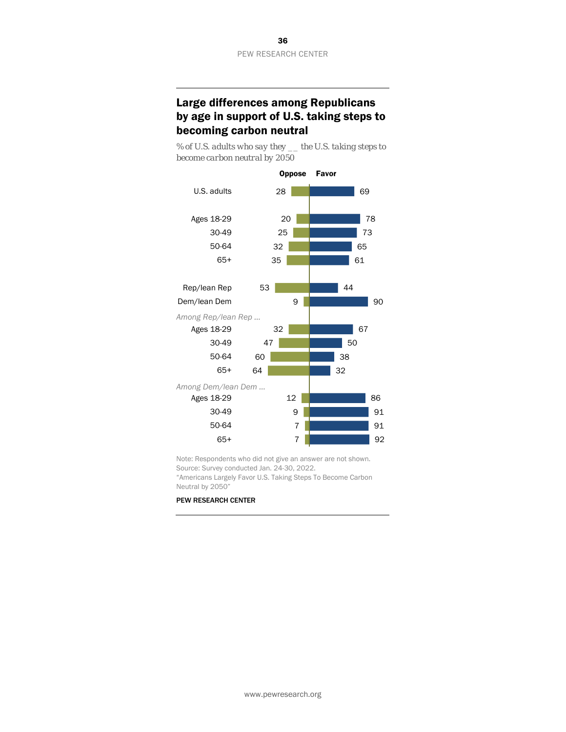### Large differences among Republicans by age in support of U.S. taking steps to becoming carbon neutral

*% of U.S. adults who say they __ the U.S. taking steps to become carbon neutral by 2050*

| | Oppose | Favor |
|---|---|---|
| U.S. adults | 28 | 69 |
| Ages 18-29 | 20 | 78 |
| 30-49 | 25 | 73 |
| 50-64 | 32 | 65 |
| 65+ | 35 | 61 |
| Rep/lean Rep | 53 | 44 |
| Dem/lean Dem | 9 | 90 |
| *Among Rep/lean Rep ...* | | |
| Ages 18-29 | 32 | 67 |
| 30-49 | 47 | 50 |
| 50-64 | 60 | 38 |
| 65+ | 64 | 32 |
| *Among Dem/lean Dem ...* | | |
| Ages 18-29 | 12 | 86 |
| 30-49 | 9 | 91 |
| 50-64 | 7 | 91 |
| 65+ | 7 | 92 |

Note: Respondents who did not give an answer are not shown.
Source: Survey conducted Jan. 24-30, 2022.
"Americans Largely Favor U.S. Taking Steps To Become Carbon Neutral by 2050"

PEW RESEARCH CENTER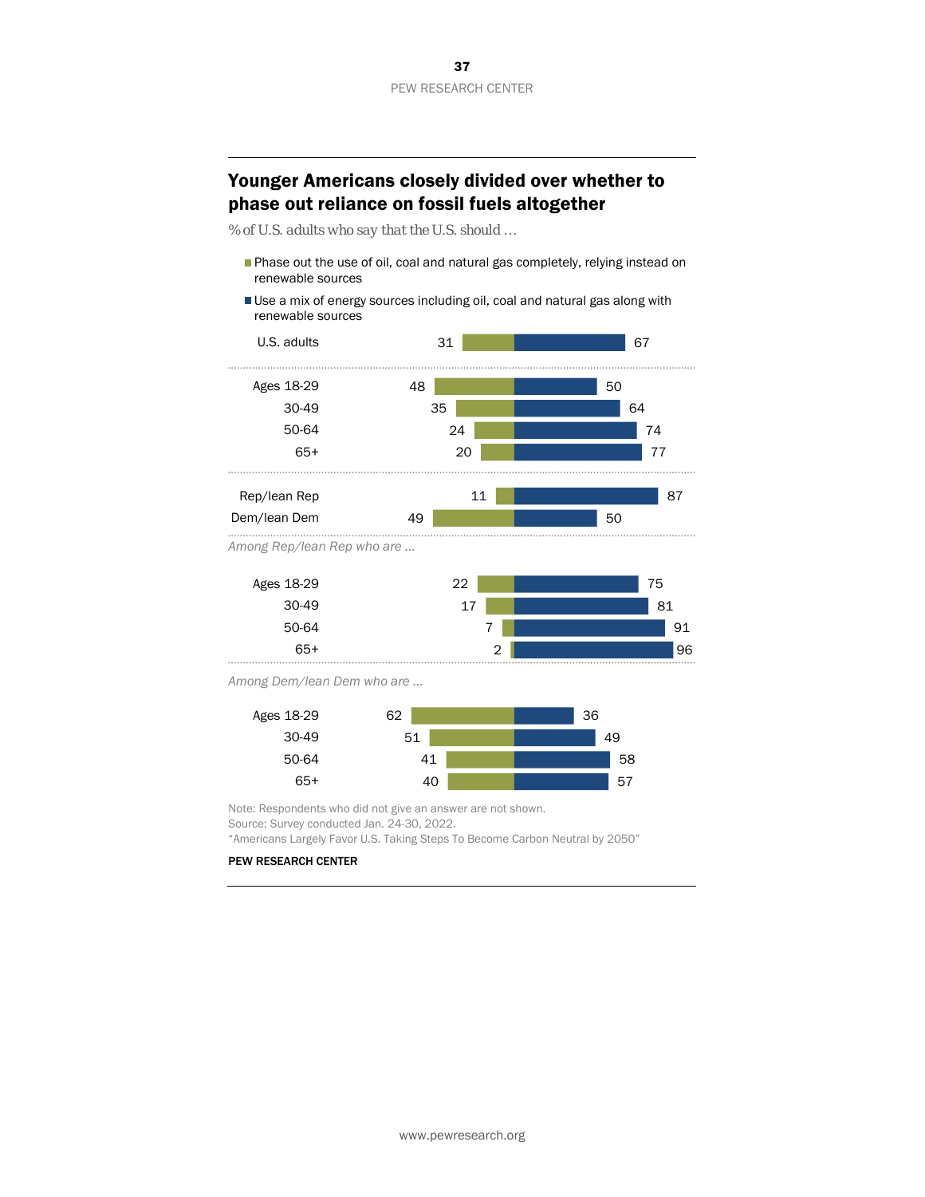## Younger Americans closely divided over whether to phase out reliance on fossil fuels altogether

*% of U.S. adults who say that the U.S. should …*

| | Phase out the use of oil, coal and natural gas completely, relying instead on renewable sources | Use a mix of energy sources including oil, coal and natural gas along with renewable sources |
|---|---|---|
| U.S. adults | 31 | 67 |
| Ages 18-29 | 48 | 50 |
| 30-49 | 35 | 64 |
| 50-64 | 24 | 74 |
| 65+ | 20 | 77 |
| Rep/lean Rep | 11 | 87 |
| Dem/lean Dem | 49 | 50 |
| *Among Rep/lean Rep who are …* | | |
| Ages 18-29 | 22 | 75 |
| 30-49 | 17 | 81 |
| 50-64 | 7 | 91 |
| 65+ | 2 | 96 |
| *Among Dem/lean Dem who are …* | | |
| Ages 18-29 | 62 | 36 |
| 30-49 | 51 | 49 |
| 50-64 | 41 | 58 |
| 65+ | 40 | 57 |

Note: Respondents who did not give an answer are not shown.
Source: Survey conducted Jan. 24-30, 2022.
"Americans Largely Favor U.S. Taking Steps To Become Carbon Neutral by 2050"

**PEW RESEARCH CENTER**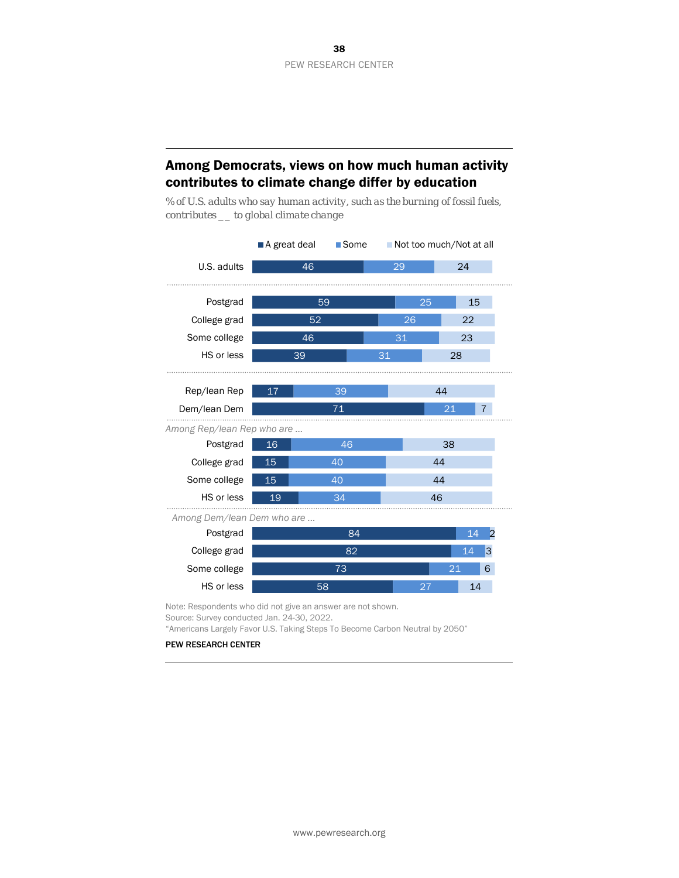## Among Democrats, views on how much human activity contributes to climate change differ by education

*% of U.S. adults who say human activity, such as the burning of fossil fuels, contributes __ to global climate change*

| | A great deal | Some | Not too much/Not at all |
|---|---|---|---|
| U.S. adults | 46 | 29 | 24 |
| Postgrad | 59 | 25 | 15 |
| College grad | 52 | 26 | 22 |
| Some college | 46 | 31 | 23 |
| HS or less | 39 | 31 | 28 |
| Rep/lean Rep | 17 | 39 | 44 |
| Dem/lean Dem | 71 | 21 | 7 |
| *Among Rep/lean Rep who are ...* | | | |
| Postgrad | 16 | 46 | 38 |
| College grad | 15 | 40 | 44 |
| Some college | 15 | 40 | 44 |
| HS or less | 19 | 34 | 46 |
| *Among Dem/lean Dem who are ...* | | | |
| Postgrad | 84 | 14 | 2 |
| College grad | 82 | 14 | 3 |
| Some college | 73 | 21 | 6 |
| HS or less | 58 | 27 | 14 |

Note: Respondents who did not give an answer are not shown.
Source: Survey conducted Jan. 24-30, 2022.
"Americans Largely Favor U.S. Taking Steps To Become Carbon Neutral by 2050"

**PEW RESEARCH CENTER**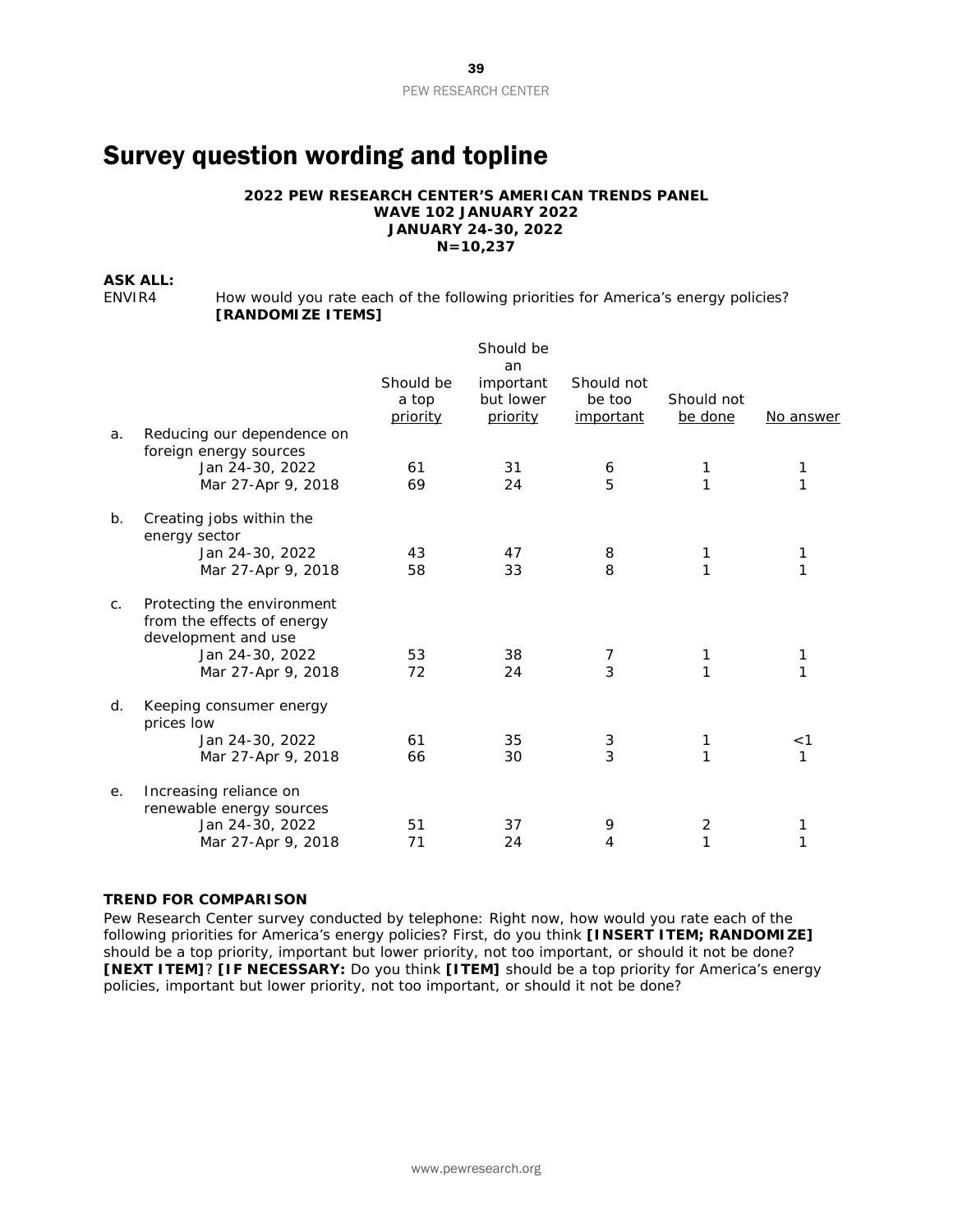# Survey question wording and topline

**2022 PEW RESEARCH CENTER'S AMERICAN TRENDS PANEL**
**WAVE 102 JANUARY 2022**
**JANUARY 24-30, 2022**
**N=10,237**

**ASK ALL:**

ENVIR4 How would you rate each of the following priorities for America's energy policies? **[RANDOMIZE ITEMS]**

| | | Should be a top priority | Should be an important but lower priority | Should not be too important | Should not be done | No answer |
|---|---|---|---|---|---|---|
| a. | Reducing our dependence on foreign energy sources | | | | | |
| | Jan 24-30, 2022 | 61 | 31 | 6 | 1 | 1 |
| | Mar 27-Apr 9, 2018 | 69 | 24 | 5 | 1 | 1 |
| b. | Creating jobs within the energy sector | | | | | |
| | Jan 24-30, 2022 | 43 | 47 | 8 | 1 | 1 |
| | Mar 27-Apr 9, 2018 | 58 | 33 | 8 | 1 | 1 |
| c. | Protecting the environment from the effects of energy development and use | | | | | |
| | Jan 24-30, 2022 | 53 | 38 | 7 | 1 | 1 |
| | Mar 27-Apr 9, 2018 | 72 | 24 | 3 | 1 | 1 |
| d. | Keeping consumer energy prices low | | | | | |
| | Jan 24-30, 2022 | 61 | 35 | 3 | 1 | <1 |
| | Mar 27-Apr 9, 2018 | 66 | 30 | 3 | 1 | 1 |
| e. | Increasing reliance on renewable energy sources | | | | | |
| | Jan 24-30, 2022 | 51 | 37 | 9 | 2 | 1 |
| | Mar 27-Apr 9, 2018 | 71 | 24 | 4 | 1 | 1 |

**TREND FOR COMPARISON**

Pew Research Center survey conducted by telephone: Right now, how would you rate each of the following priorities for America's energy policies? First, do you think **[INSERT ITEM; RANDOMIZE]** should be a top priority, important but lower priority, not too important, or should it not be done? **[NEXT ITEM]**? **[IF NECESSARY:** Do you think **[ITEM]** should be a top priority for America's energy policies, important but lower priority, not too important, or should it not be done?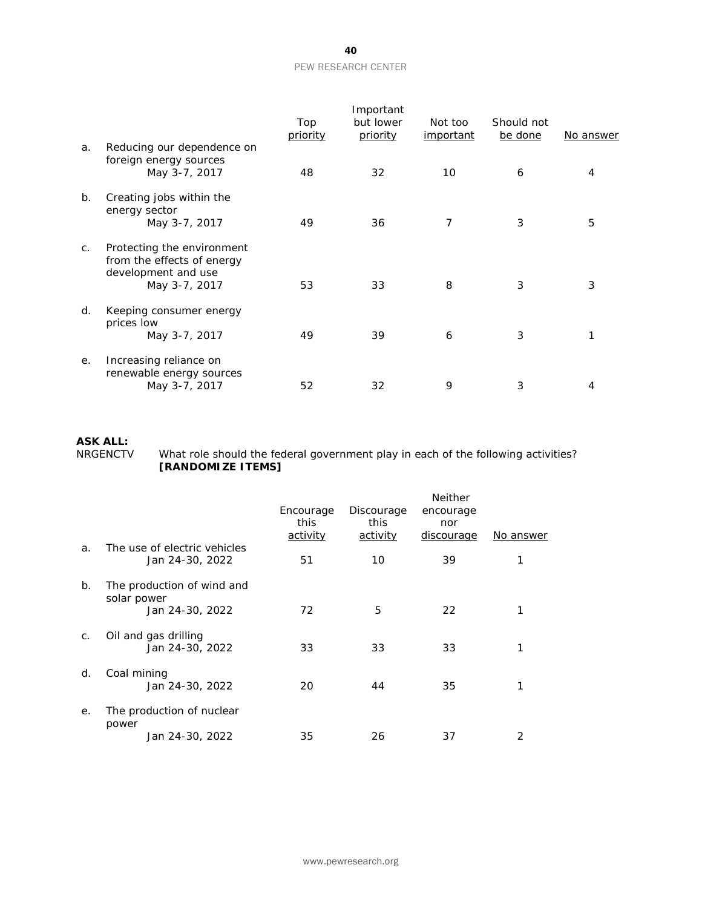| | | Top priority | Important but lower priority | Not too important | Should not be done | No answer |
|---|---|---|---|---|---|---|
| a. | Reducing our dependence on foreign energy sources | | | | | |
| | May 3-7, 2017 | 48 | 32 | 10 | 6 | 4 |
| b. | Creating jobs within the energy sector | | | | | |
| | May 3-7, 2017 | 49 | 36 | 7 | 3 | 5 |
| c. | Protecting the environment from the effects of energy development and use | | | | | |
| | May 3-7, 2017 | 53 | 33 | 8 | 3 | 3 |
| d. | Keeping consumer energy prices low | | | | | |
| | May 3-7, 2017 | 49 | 39 | 6 | 3 | 1 |
| e. | Increasing reliance on renewable energy sources | | | | | |
| | May 3-7, 2017 | 52 | 32 | 9 | 3 | 4 |

**ASK ALL:**

NRGENCTV What role should the federal government play in each of the following activities? **[RANDOMIZE ITEMS]**

| | | Encourage this activity | Discourage this activity | Neither encourage nor discourage | No answer |
|---|---|---|---|---|---|
| a. | The use of electric vehicles | | | | |
| | Jan 24-30, 2022 | 51 | 10 | 39 | 1 |
| b. | The production of wind and solar power | | | | |
| | Jan 24-30, 2022 | 72 | 5 | 22 | 1 |
| c. | Oil and gas drilling | | | | |
| | Jan 24-30, 2022 | 33 | 33 | 33 | 1 |
| d. | Coal mining | | | | |
| | Jan 24-30, 2022 | 20 | 44 | 35 | 1 |
| e. | The production of nuclear power | | | | |
| | Jan 24-30, 2022 | 35 | 26 | 37 | 2 |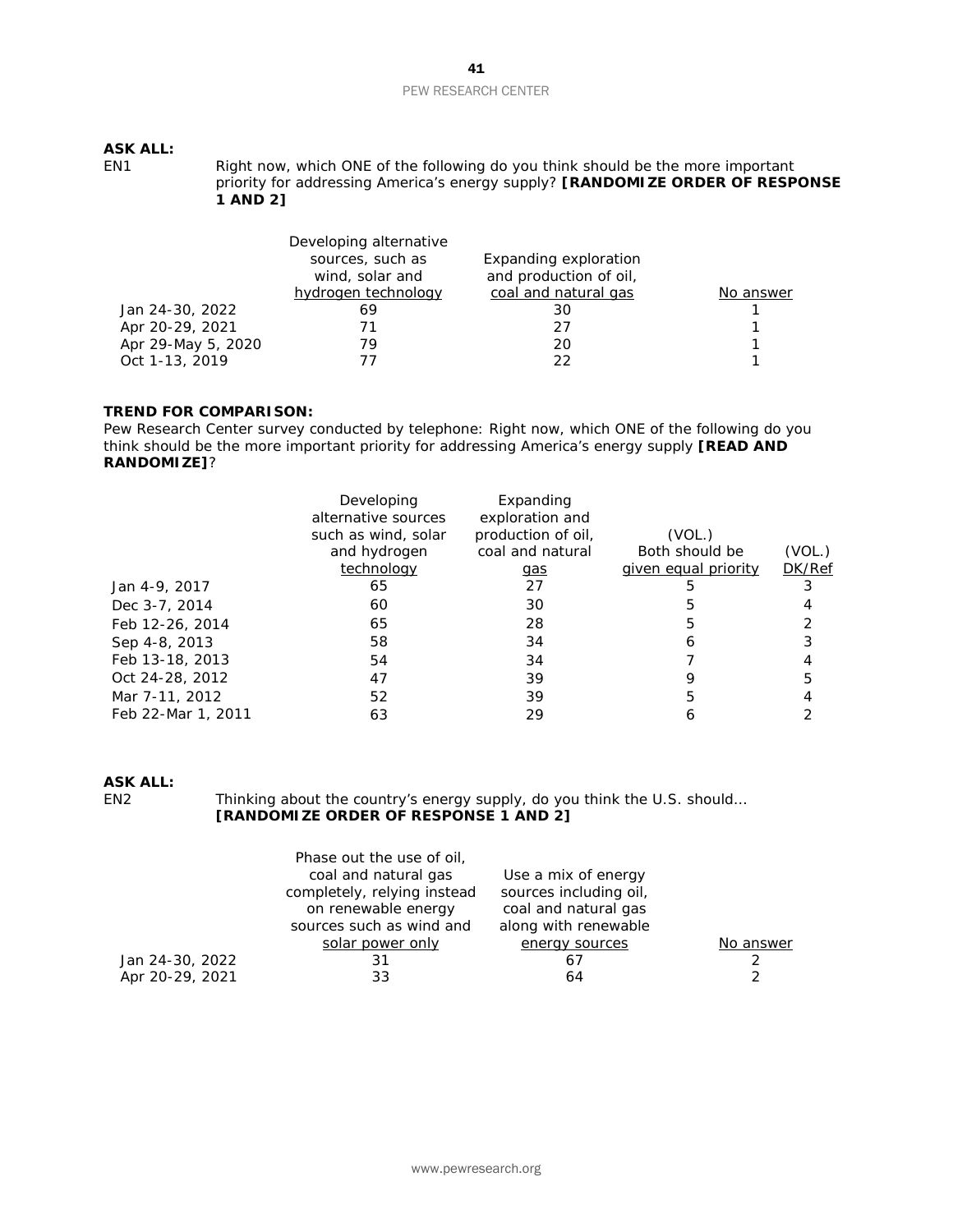**ASK ALL:**

EN1 Right now, which ONE of the following do you think should be the more important priority for addressing America's energy supply? **[RANDOMIZE ORDER OF RESPONSE 1 AND 2]**

| | Developing alternative sources, such as wind, solar and hydrogen technology | Expanding exploration and production of oil, coal and natural gas | No answer |
|---|---|---|---|
| Jan 24-30, 2022 | 69 | 30 | 1 |
| Apr 20-29, 2021 | 71 | 27 | 1 |
| Apr 29-May 5, 2020 | 79 | 20 | 1 |
| Oct 1-13, 2019 | 77 | 22 | 1 |

**TREND FOR COMPARISON:**

Pew Research Center survey conducted by telephone: Right now, which ONE of the following do you think should be the more important priority for addressing America's energy supply **[READ AND RANDOMIZE]**?

| | Developing alternative sources such as wind, solar and hydrogen technology | Expanding exploration and production of oil, coal and natural gas | (VOL.) Both should be given equal priority | (VOL.) DK/Ref |
|---|---|---|---|---|
| Jan 4-9, 2017 | 65 | 27 | 5 | 3 |
| Dec 3-7, 2014 | 60 | 30 | 5 | 4 |
| Feb 12-26, 2014 | 65 | 28 | 5 | 2 |
| Sep 4-8, 2013 | 58 | 34 | 6 | 3 |
| Feb 13-18, 2013 | 54 | 34 | 7 | 4 |
| Oct 24-28, 2012 | 47 | 39 | 9 | 5 |
| Mar 7-11, 2012 | 52 | 39 | 5 | 4 |
| Feb 22-Mar 1, 2011 | 63 | 29 | 6 | 2 |

**ASK ALL:**

EN2 Thinking about the country's energy supply, do you think the U.S. should… **[RANDOMIZE ORDER OF RESPONSE 1 AND 2]**

| | Phase out the use of oil, coal and natural gas completely, relying instead on renewable energy sources such as wind and solar power only | Use a mix of energy sources including oil, coal and natural gas along with renewable energy sources | No answer |
|---|---|---|---|
| Jan 24-30, 2022 | 31 | 67 | 2 |
| Apr 20-29, 2021 | 33 | 64 | 2 |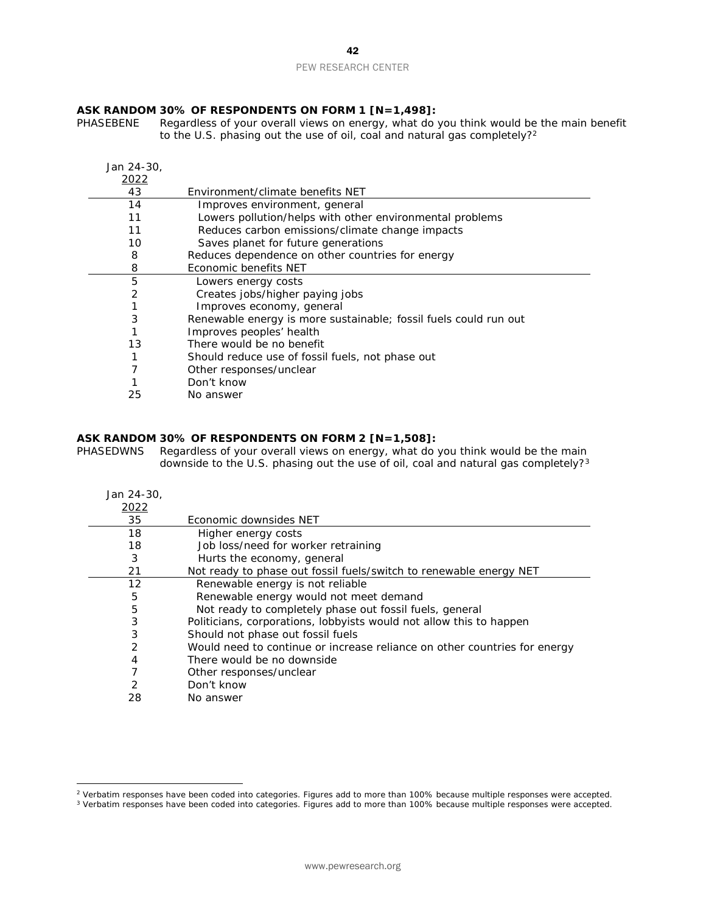**ASK RANDOM 30% OF RESPONDENTS ON FORM 1 [N=1,498]:**

PHASEBENE Regardless of your overall views on energy, what do you think would be the main benefit to the U.S. phasing out the use of oil, coal and natural gas completely?[2]

| Jan 24-30, 2022 | |
|---|---|
| 43 | Environment/climate benefits NET |
| 14 | Improves environment, general |
| 11 | Lowers pollution/helps with other environmental problems |
| 11 | Reduces carbon emissions/climate change impacts |
| 10 | Saves planet for future generations |
| 8 | Reduces dependence on other countries for energy |
| 8 | Economic benefits NET |
| 5 | Lowers energy costs |
| 2 | Creates jobs/higher paying jobs |
| 1 | Improves economy, general |
| 3 | Renewable energy is more sustainable; fossil fuels could run out |
| 1 | Improves peoples' health |
| 13 | There would be no benefit |
| 1 | Should reduce use of fossil fuels, not phase out |
| 7 | Other responses/unclear |
| 1 | Don't know |
| 25 | No answer |

**ASK RANDOM 30% OF RESPONDENTS ON FORM 2 [N=1,508]:**

PHASEDWNS Regardless of your overall views on energy, what do you think would be the main downside to the U.S. phasing out the use of oil, coal and natural gas completely?[3]

| Jan 24-30, 2022 | |
|---|---|
| 35 | Economic downsides NET |
| 18 | Higher energy costs |
| 18 | Job loss/need for worker retraining |
| 3 | Hurts the economy, general |
| 21 | Not ready to phase out fossil fuels/switch to renewable energy NET |
| 12 | Renewable energy is not reliable |
| 5 | Renewable energy would not meet demand |
| 5 | Not ready to completely phase out fossil fuels, general |
| 3 | Politicians, corporations, lobbyists would not allow this to happen |
| 3 | Should not phase out fossil fuels |
| 2 | Would need to continue or increase reliance on other countries for energy |
| 4 | There would be no downside |
| 7 | Other responses/unclear |
| 2 | Don't know |
| 28 | No answer |

[2] Verbatim responses have been coded into categories. Figures add to more than 100% because multiple responses were accepted.

[3] Verbatim responses have been coded into categories. Figures add to more than 100% because multiple responses were accepted.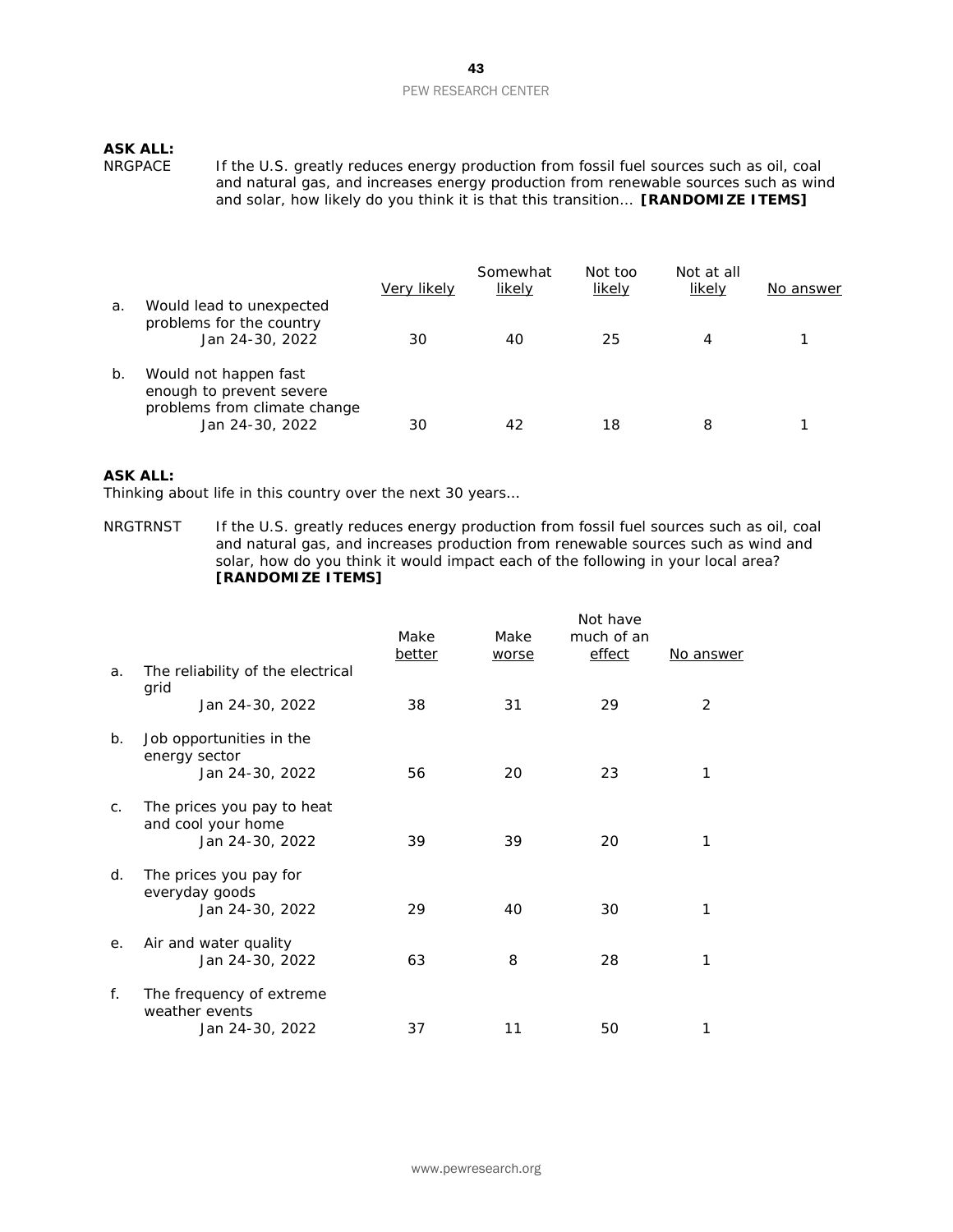**ASK ALL:**

NRGPACE If the U.S. greatly reduces energy production from fossil fuel sources such as oil, coal and natural gas, and increases energy production from renewable sources such as wind and solar, how likely do you think it is that this transition… **[RANDOMIZE ITEMS]**

| | Very likely | Somewhat likely | Not too likely | Not at all likely | No answer |
|---|---|---|---|---|---|
| a. Would lead to unexpected problems for the country | | | | | |
| Jan 24-30, 2022 | 30 | 40 | 25 | 4 | 1 |
| b. Would not happen fast enough to prevent severe problems from climate change | | | | | |
| Jan 24-30, 2022 | 30 | 42 | 18 | 8 | 1 |

**ASK ALL:**

Thinking about life in this country over the next 30 years…

NRGTRNST If the U.S. greatly reduces energy production from fossil fuel sources such as oil, coal and natural gas, and increases production from renewable sources such as wind and solar, how do you think it would impact each of the following in your local area? **[RANDOMIZE ITEMS]**

| | Make better | Make worse | Not have much of an effect | No answer |
|---|---|---|---|---|
| a. The reliability of the electrical grid | | | | |
| Jan 24-30, 2022 | 38 | 31 | 29 | 2 |
| b. Job opportunities in the energy sector | | | | |
| Jan 24-30, 2022 | 56 | 20 | 23 | 1 |
| c. The prices you pay to heat and cool your home | | | | |
| Jan 24-30, 2022 | 39 | 39 | 20 | 1 |
| d. The prices you pay for everyday goods | | | | |
| Jan 24-30, 2022 | 29 | 40 | 30 | 1 |
| e. Air and water quality | | | | |
| Jan 24-30, 2022 | 63 | 8 | 28 | 1 |
| f. The frequency of extreme weather events | | | | |
| Jan 24-30, 2022 | 37 | 11 | 50 | 1 |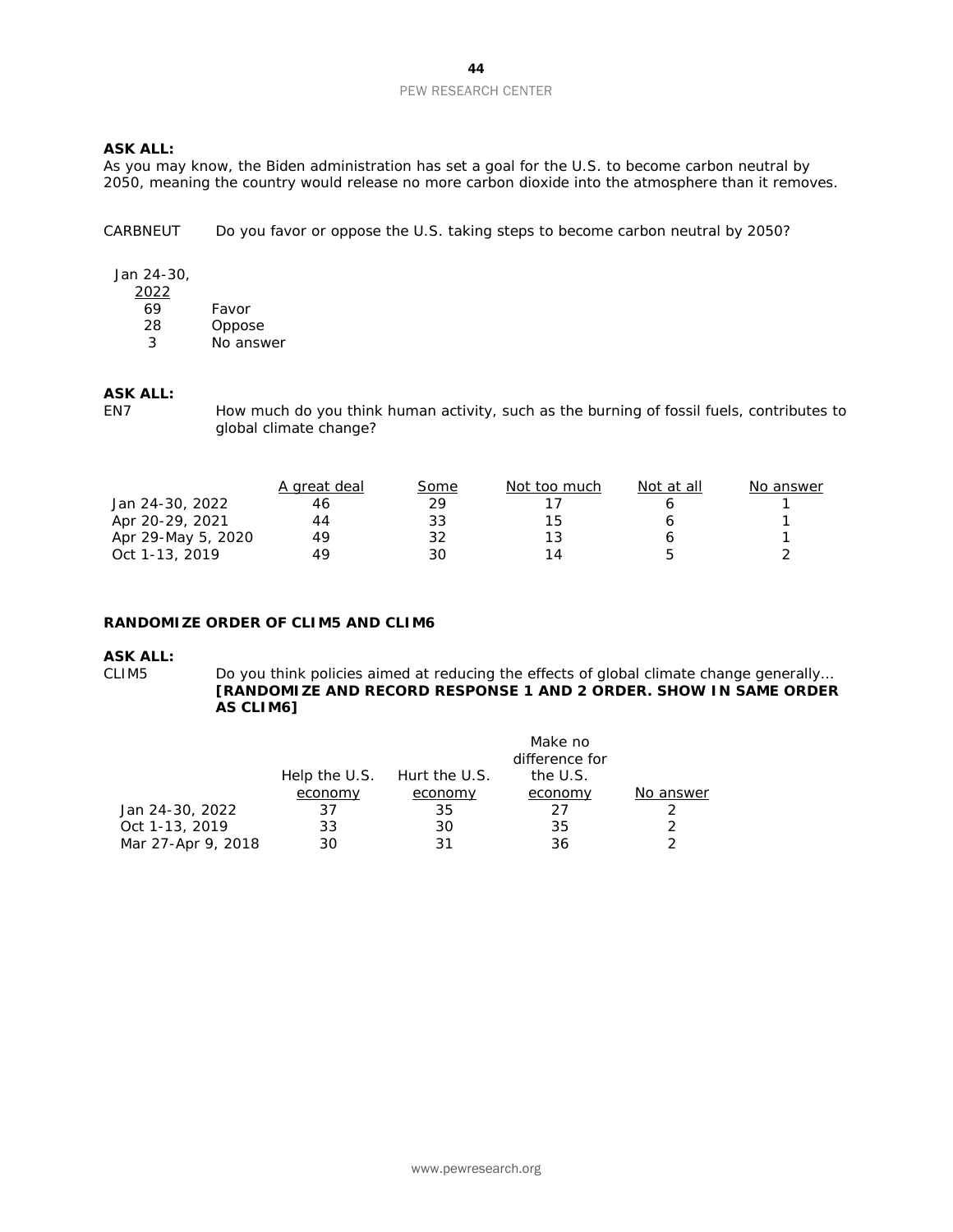**ASK ALL:**
As you may know, the Biden administration has set a goal for the U.S. to become carbon neutral by 2050, meaning the country would release no more carbon dioxide into the atmosphere than it removes.

CARBNEUT Do you favor or oppose the U.S. taking steps to become carbon neutral by 2050?

| Jan 24-30, 2022 | |
|---|---|
| 69 | Favor |
| 28 | Oppose |
| 3 | No answer |

**ASK ALL:**
EN7 How much do you think human activity, such as the burning of fossil fuels, contributes to global climate change?

| | A great deal | Some | Not too much | Not at all | No answer |
|---|---|---|---|---|---|
| Jan 24-30, 2022 | 46 | 29 | 17 | 6 | 1 |
| Apr 20-29, 2021 | 44 | 33 | 15 | 6 | 1 |
| Apr 29-May 5, 2020 | 49 | 32 | 13 | 6 | 1 |
| Oct 1-13, 2019 | 49 | 30 | 14 | 5 | 2 |

**RANDOMIZE ORDER OF CLIM5 AND CLIM6**

**ASK ALL:**
CLIM5 Do you think policies aimed at reducing the effects of global climate change generally… **[RANDOMIZE AND RECORD RESPONSE 1 AND 2 ORDER. SHOW IN SAME ORDER AS CLIM6]**

| | Help the U.S. economy | Hurt the U.S. economy | Make no difference for the U.S. economy | No answer |
|---|---|---|---|---|
| Jan 24-30, 2022 | 37 | 35 | 27 | 2 |
| Oct 1-13, 2019 | 33 | 30 | 35 | 2 |
| Mar 27-Apr 9, 2018 | 30 | 31 | 36 | 2 |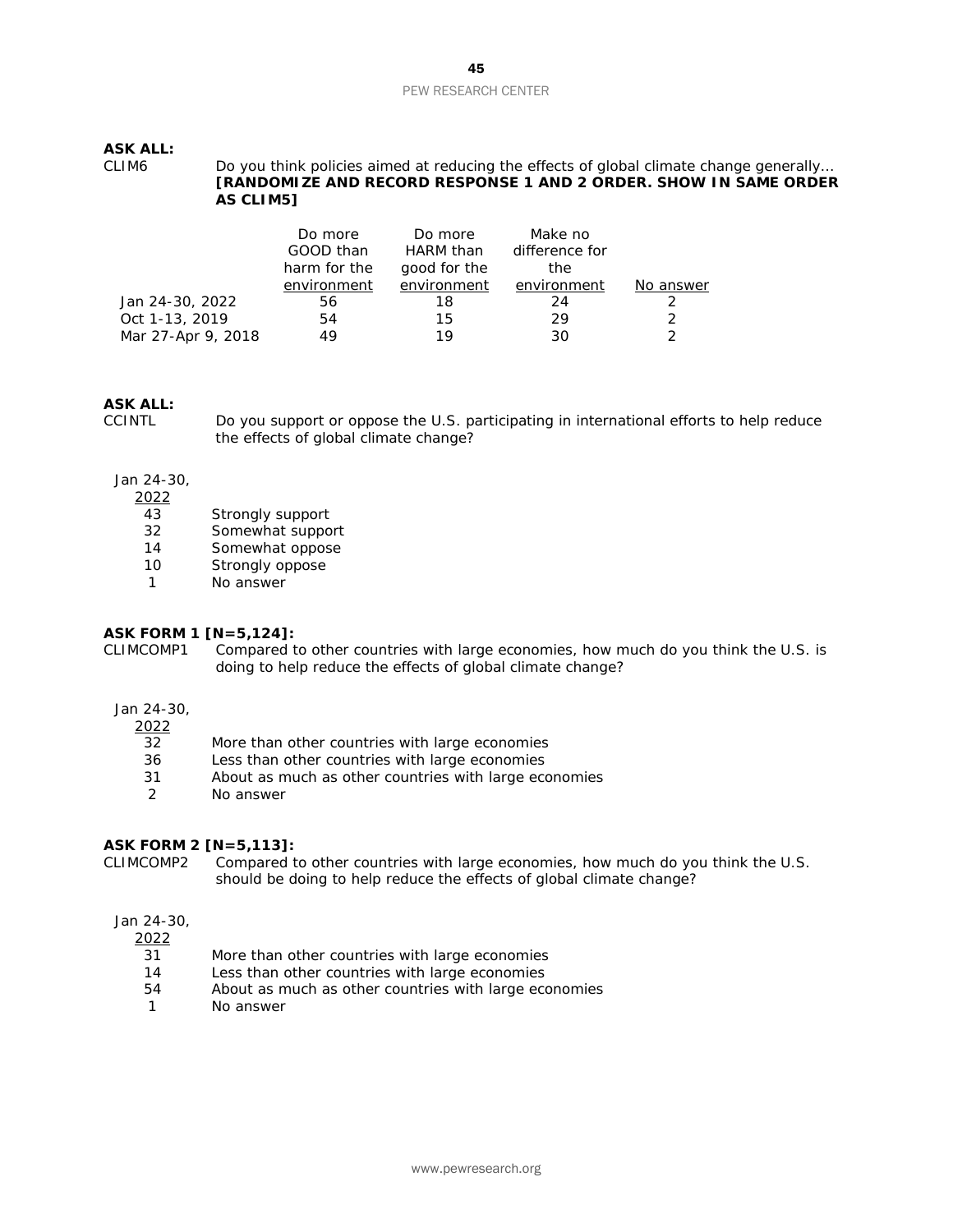**ASK ALL:**

CLIM6 Do you think policies aimed at reducing the effects of global climate change generally… **[RANDOMIZE AND RECORD RESPONSE 1 AND 2 ORDER. SHOW IN SAME ORDER AS CLIM5]**

| | Do more GOOD than harm for the environment | Do more HARM than good for the environment | Make no difference for the environment | No answer |
|---|---|---|---|---|
| Jan 24-30, 2022 | 56 | 18 | 24 | 2 |
| Oct 1-13, 2019 | 54 | 15 | 29 | 2 |
| Mar 27-Apr 9, 2018 | 49 | 19 | 30 | 2 |

**ASK ALL:**

CCINTL Do you support or oppose the U.S. participating in international efforts to help reduce the effects of global climate change?

| Jan 24-30, 2022 | |
|---|---|
| 43 | Strongly support |
| 32 | Somewhat support |
| 14 | Somewhat oppose |
| 10 | Strongly oppose |
| 1 | No answer |

**ASK FORM 1 [N=5,124]:**

CLIMCOMP1 Compared to other countries with large economies, how much do you think the U.S. is doing to help reduce the effects of global climate change?

| Jan 24-30, 2022 | |
|---|---|
| 32 | More than other countries with large economies |
| 36 | Less than other countries with large economies |
| 31 | About as much as other countries with large economies |
| 2 | No answer |

**ASK FORM 2 [N=5,113]:**

CLIMCOMP2 Compared to other countries with large economies, how much do you think the U.S. should be doing to help reduce the effects of global climate change?

| Jan 24-30, 2022 | |
|---|---|
| 31 | More than other countries with large economies |
| 14 | Less than other countries with large economies |
| 54 | About as much as other countries with large economies |
| 1 | No answer |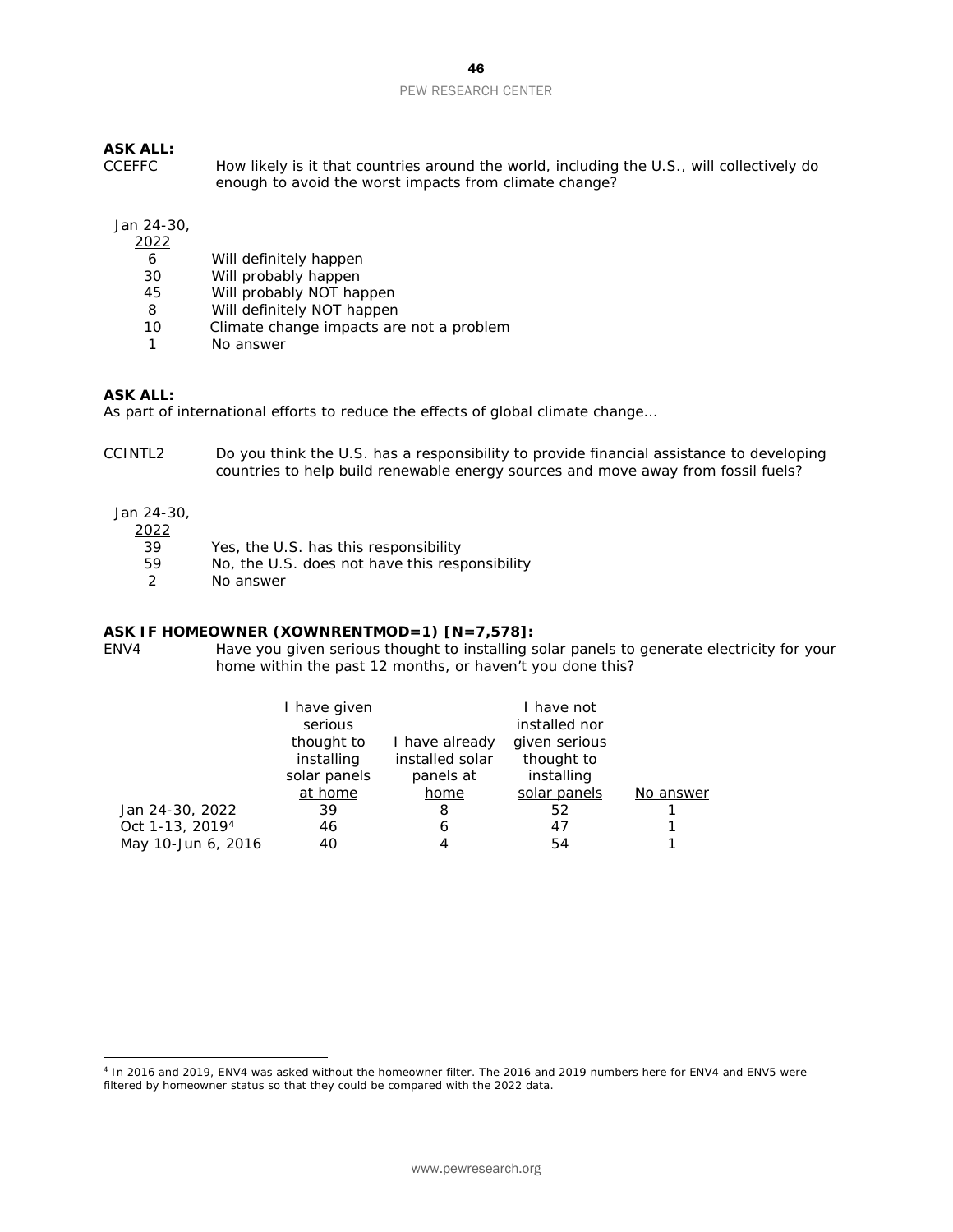**ASK ALL:**

CCEFFC How likely is it that countries around the world, including the U.S., will collectively do enough to avoid the worst impacts from climate change?

| Jan 24-30, 2022 | |
|---|---|
| 6 | Will definitely happen |
| 30 | Will probably happen |
| 45 | Will probably NOT happen |
| 8 | Will definitely NOT happen |
| 10 | Climate change impacts are not a problem |
| 1 | No answer |

**ASK ALL:**

As part of international efforts to reduce the effects of global climate change…

CCINTL2 Do you think the U.S. has a responsibility to provide financial assistance to developing countries to help build renewable energy sources and move away from fossil fuels?

| Jan 24-30, 2022 | |
|---|---|
| 39 | Yes, the U.S. has this responsibility |
| 59 | No, the U.S. does not have this responsibility |
| 2 | No answer |

**ASK IF HOMEOWNER (XOWNRENTMOD=1) [N=7,578]:**

ENV4 Have you given serious thought to installing solar panels to generate electricity for your home within the past 12 months, or haven't you done this?

| | I have given serious thought to installing solar panels at home | I have already installed solar panels at home | I have not installed nor given serious thought to installing solar panels | No answer |
|---|---|---|---|---|
| Jan 24-30, 2022 | 39 | 8 | 52 | 1 |
| Oct 1-13, 2019[4] | 46 | 6 | 47 | 1 |
| May 10-Jun 6, 2016 | 40 | 4 | 54 | 1 |

[4] In 2016 and 2019, ENV4 was asked without the homeowner filter. The 2016 and 2019 numbers here for ENV4 and ENV5 were filtered by homeowner status so that they could be compared with the 2022 data.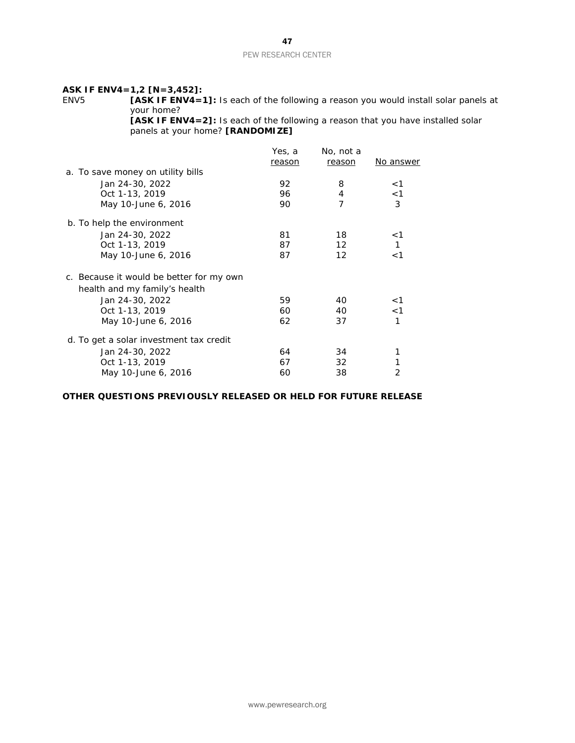**ASK IF ENV4=1,2 [N=3,452]:**

ENV5 **[ASK IF ENV4=1]:** Is each of the following a reason you would install solar panels at your home?
**[ASK IF ENV4=2]:** Is each of the following a reason that you have installed solar panels at your home? **[RANDOMIZE]**

| | Yes, a reason | No, not a reason | No answer |
|---|---|---|---|
| a. To save money on utility bills | | | |
| Jan 24-30, 2022 | 92 | 8 | <1 |
| Oct 1-13, 2019 | 96 | 4 | <1 |
| May 10-June 6, 2016 | 90 | 7 | 3 |
| b. To help the environment | | | |
| Jan 24-30, 2022 | 81 | 18 | <1 |
| Oct 1-13, 2019 | 87 | 12 | 1 |
| May 10-June 6, 2016 | 87 | 12 | <1 |
| c. Because it would be better for my own health and my family's health | | | |
| Jan 24-30, 2022 | 59 | 40 | <1 |
| Oct 1-13, 2019 | 60 | 40 | <1 |
| May 10-June 6, 2016 | 62 | 37 | 1 |
| d. To get a solar investment tax credit | | | |
| Jan 24-30, 2022 | 64 | 34 | 1 |
| Oct 1-13, 2019 | 67 | 32 | 1 |
| May 10-June 6, 2016 | 60 | 38 | 2 |

**OTHER QUESTIONS PREVIOUSLY RELEASED OR HELD FOR FUTURE RELEASE**